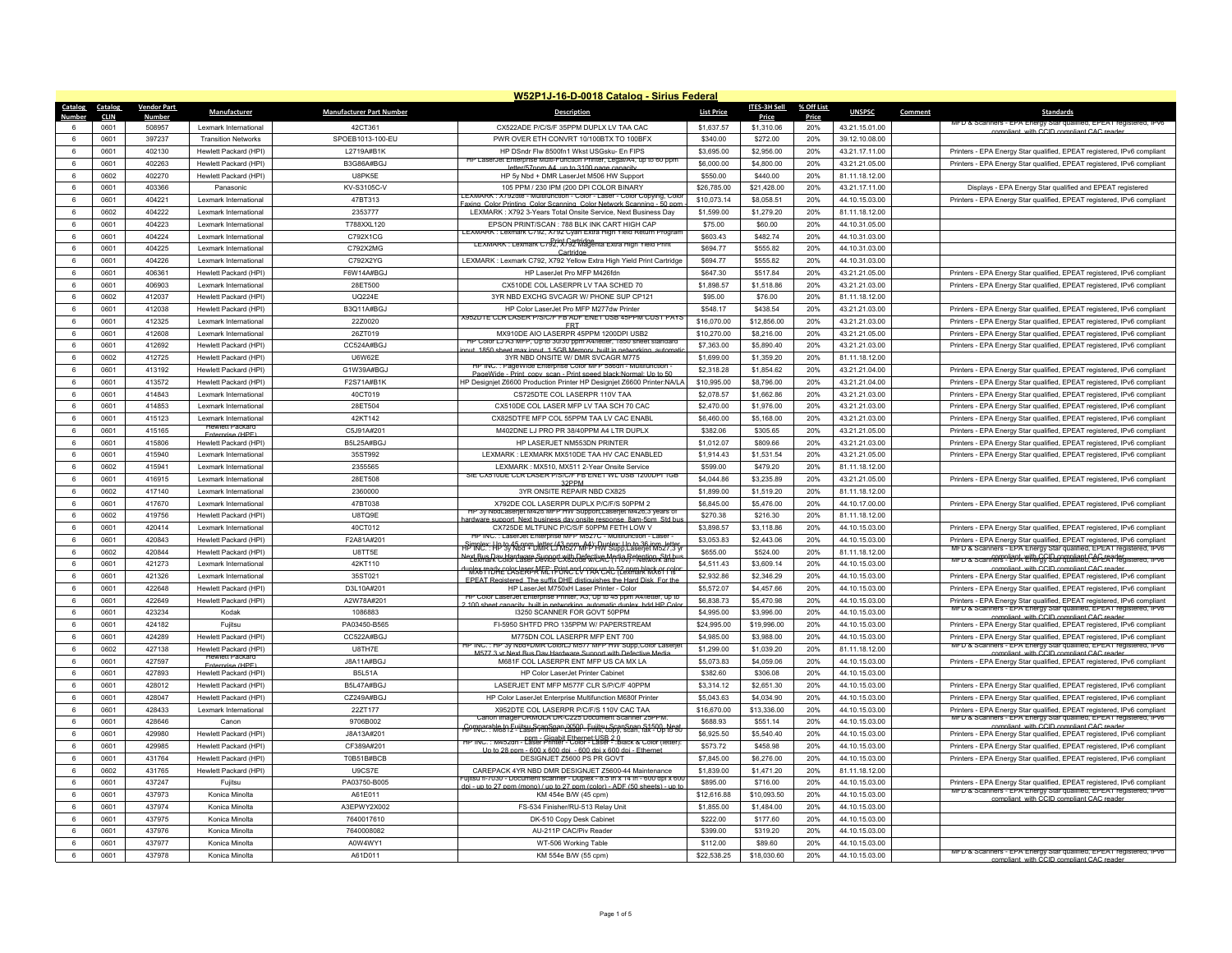# W52P1J-16-D-0018 Catalog - Sirius Federal

| Catalog Number | Catalog CLIN | Vendor Part Number | Manufacturer | Manufacturer Part Number | Description | List Price | ITES-3H Sell Price | % Off List Price | UNSPSC | Comment | Standards |
|---|---|---|---|---|---|---|---|---|---|---|---|
| 6 | 0601 | 508957 | Lexmark International | 42CT361 | CX522ADE P/C/S/F 35PPM DUPLX LV TAA CAC | $1,637.57 | $1,310.06 | 20% | 43.21.15.01.00 | | MFD & Scanners - EPA Energy Star qualified, EPEAT registered, IPv6 compliant with CCID compliant CAC reader |
| 6 | 0601 | 397237 | Transition Networks | SPOEB1013-100-EU | PWR OVER ETH CONVRT 10/100BTX TO 100BFX | $340.00 | $272.00 | 20% | 39.12.10.08.00 | | |
| 6 | 0601 | 402130 | Hewlett Packard (HPI) | L2719A#B1K | HP DSndr Flw 8500fn1 Wkst USGsku- En FIPS | $3,695.00 | $2,956.00 | 20% | 43.21.17.11.00 | | Printers - EPA Energy Star qualified, EPEAT registered, IPv6 compliant |
| 6 | 0601 | 402263 | Hewlett Packard (HPI) | B3G86A#BGJ | HP LaserJet Enterprise Multi-Function Printer, Legal/A4, up to 60 ppm letter/57ppm A4, up to 3100 page capacity | $6,000.00 | $4,800.00 | 20% | 43.21.21.05.00 | | Printers - EPA Energy Star qualified, EPEAT registered, IPv6 compliant |
| 6 | 0602 | 402270 | Hewlett Packard (HPI) | U8PK5E | HP 5y Nbd + DMR LaserJet M506 HW Support | $550.00 | $440.00 | 20% | 81.11.18.12.00 | | |
| 6 | 0601 | 403366 | Panasonic | KV-S3105C-V | 105 PPM / 230 IPM (200 DPI COLOR BINARY | $26,785.00 | $21,428.00 | 20% | 43.21.17.11.00 | | Displays - EPA Energy Star qualified and EPEAT registered |
| 6 | 0601 | 404221 | Lexmark International | 47BT313 | LEXMARK : X792dte - Multifunction - Color - Laser - Color Copying, Color Faxing, Color Printing, Color Scanning, Color Network Scanning - 50 ppm - | $10,073.14 | $8,058.51 | 20% | 44.10.15.03.00 | | Printers - EPA Energy Star qualified, EPEAT registered, IPv6 compliant |
| 6 | 0602 | 404222 | Lexmark International | 2353777 | LEXMARK : X792 3-Years Total Onsite Service, Next Business Day | $1,599.00 | $1,279.20 | 20% | 81.11.18.12.00 | | |
| 6 | 0601 | 404223 | Lexmark International | T788XXL120 | EPSON PRINT/SCAN : 788 BLK INK CART HIGH CAP | $75.00 | $60.00 | 20% | 44.10.31.05.00 | | |
| 6 | 0601 | 404224 | Lexmark International | C792X1CG | LEXMARK : Lexmark C792, X792 Cyan Extra High Yield Return Program Print Cartridge | $603.43 | $482.74 | 20% | 44.10.31.03.00 | | |
| 6 | 0601 | 404225 | Lexmark International | C792X2MG | LEXMARK : Lexmark C792, X792 Magenta Extra High Yield Print Cartridge | $694.77 | $555.82 | 20% | 44.10.31.03.00 | | |
| 6 | 0601 | 404226 | Lexmark International | C792X2YG | LEXMARK : Lexmark C792, X792 Yellow Extra High Yield Print Cartridge | $694.77 | $555.82 | 20% | 44.10.31.03.00 | | |
| 6 | 0601 | 406361 | Hewlett Packard (HPI) | F6W14A#BGJ | HP LaserJet Pro MFP M426fdn | $647.30 | $517.84 | 20% | 43.21.21.05.00 | | Printers - EPA Energy Star qualified, EPEAT registered, IPv6 compliant |
| 6 | 0601 | 406903 | Lexmark International | 28ET500 | CX510DE COL LASERPR LV TAA SCHED 70 | $1,898.57 | $1,518.86 | 20% | 43.21.21.03.00 | | Printers - EPA Energy Star qualified, EPEAT registered, IPv6 compliant |
| 6 | 0602 | 412037 | Hewlett Packard (HPI) | UQ224E | 3YR NBD EXCHG SVCAGR W/ PHONE SUP CP121 | $95.00 | $76.00 | 20% | 81.11.18.12.00 | | |
| 6 | 0601 | 412038 | Hewlett Packard (HPI) | B3Q11A#BGJ | HP Color LaserJet Pro MFP M277dw Printer | $548.17 | $438.54 | 20% | 43.21.21.03.00 | | Printers - EPA Energy Star qualified, EPEAT registered, IPv6 compliant |
| 6 | 0601 | 412325 | Lexmark International | 22Z0020 | X952DTE CLR LASER P/S/C/F FB ADF ENET USB 45PPM CUST PAYS FRT | $16,070.00 | $12,856.00 | 20% | 43.21.21.03.00 | | Printers - EPA Energy Star qualified, EPEAT registered, IPv6 compliant |
| 6 | 0601 | 412608 | Lexmark International | 26Z7019 | MX910DE AIO LASERPR 45PPM 1200DPI USB2 | $10,270.00 | $8,216.00 | 20% | 43.21.21.05.00 | | Printers - EPA Energy Star qualified, EPEAT registered, IPv6 compliant |
| 6 | 0601 | 412692 | Hewlett Packard (HPI) | CC524A#BGJ | HP Color LJ A3 MFP, Up to 30/30 ppm A4/letter, 1850 sheet standard input, 1850 sheet max input, 1.5GB Memory, built in networking, automatic | $7,363.00 | $5,890.40 | 20% | 43.21.21.03.00 | | Printers - EPA Energy Star qualified, EPEAT registered, IPv6 compliant |
| 6 | 0602 | 412725 | Hewlett Packard (HPI) | U6W62E | 3YR NBD ONSITE W/ DMR SVCAGR M775 | $1,699.00 | $1,359.20 | 20% | 81.11.18.12.00 | | |
| 6 | 0601 | 413192 | Hewlett Packard (HPI) | G1W39A#BGJ | HP INC. : PageWide Enterprise Color MFP 586dn - Multifunction - PageWide - Print, copy, scan - Print speed black:Normal: Up to 50 | $2,318.28 | $1,854.62 | 20% | 43.21.21.04.00 | | Printers - EPA Energy Star qualified, EPEAT registered, IPv6 compliant |
| 6 | 0601 | 413572 | Hewlett Packard (HPI) | F2S71A#B1K | HP Designjet Z6600 Production Printer HP Designjet Z6600 Printer:NA/LA | $10,995.00 | $8,796.00 | 20% | 43.21.21.04.00 | | Printers - EPA Energy Star qualified, EPEAT registered, IPv6 compliant |
| 6 | 0601 | 414843 | Lexmark International | 40CT019 | CS725DTE COL LASERPR 110V TAA | $2,078.57 | $1,662.86 | 20% | 43.21.21.03.00 | | Printers - EPA Energy Star qualified, EPEAT registered, IPv6 compliant |
| 6 | 0601 | 414853 | Lexmark International | 28ET504 | CX510DE COL LASER MFP LV TAA SCH 70 CAC | $2,470.00 | $1,976.00 | 20% | 43.21.21.03.00 | | Printers - EPA Energy Star qualified, EPEAT registered, IPv6 compliant |
| 6 | 0601 | 415123 | Lexmark International | 42KT142 | CX825DTFE MFP COL 55PPM TAA LV CAC ENABL | $6,460.00 | $5,168.00 | 20% | 43.21.21.03.00 | | Printers - EPA Energy Star qualified, EPEAT registered, IPv6 compliant |
| 6 | 0601 | 415165 | Hewlett Packard Enterprise (HPE) | C5J91A#201 | M402DNE LJ PRO PR 38/40PPM A4 LTR DUPLX | $382.06 | $305.65 | 20% | 43.21.21.05.00 | | Printers - EPA Energy Star qualified, EPEAT registered, IPv6 compliant |
| 6 | 0601 | 415806 | Hewlett Packard (HPI) | B5L25A#BGJ | HP LASERJET NM553DN PRINTER | $1,012.07 | $809.66 | 20% | 43.21.21.03.00 | | Printers - EPA Energy Star qualified, EPEAT registered, IPv6 compliant |
| 6 | 0601 | 415940 | Lexmark International | 35ST992 | LEXMARK : LEXMARK MX510DE TAA HV CAC ENABLED | $1,914.43 | $1,531.54 | 20% | 43.21.21.05.00 | | Printers - EPA Energy Star qualified, EPEAT registered, IPv6 compliant |
| 6 | 0602 | 415941 | Lexmark International | 2355565 | LEXMARK : MX510, MX511 2-Year Onsite Service | $599.00 | $479.20 | 20% | 81.11.18.12.00 | | |
| 6 | 0601 | 416915 | Lexmark International | 28ET508 | SIE CX510DE CLR LASER P/S/C/F FB ENET WL USB 1200DPI 1GB 32PPM | $4,044.86 | $3,235.89 | 20% | 43.21.21.05.00 | | Printers - EPA Energy Star qualified, EPEAT registered, IPv6 compliant |
| 6 | 0602 | 417140 | Lexmark International | 2360000 | 3YR ONSITE REPAIR NBD CX825 | $1,899.00 | $1,519.20 | 20% | 81.11.18.12.00 | | |
| 6 | 0601 | 417670 | Lexmark International | 47BT038 | X792DE COL LASERPR DUPLX P/C/F/S 50PPM 2 | $6,845.00 | $5,476.00 | 20% | 44.10.17.00.00 | | Printers - EPA Energy Star qualified, EPEAT registered, IPv6 compliant |
| 6 | 0602 | 419756 | Hewlett Packard (HPI) | U8TQ9E | HP 3y NbdLaserjet M426 MFP HW Support,Laserjet M426,3 years of hardware support. Next business day onsite response. 8am-5pm, Std bus | $270.38 | $216.30 | 20% | 81.11.18.12.00 | | |
| 6 | 0601 | 420414 | Lexmark International | 40CT012 | CX725DE MLTFUNC P/C/S/F 50PPM FETH LOW V | $3,898.57 | $3,118.86 | 20% | 44.10.15.03.00 | | Printers - EPA Energy Star qualified, EPEAT registered, IPv6 compliant |
| 6 | 0601 | 420843 | Hewlett Packard (HPI) | F2A81A#201 | HP INC. : LaserJet Enterprise MFP M527c - Multifunction - Laser - Simplex: Up to 45 ppm, letter (43 ppm, A4), Duplex: Up to 36 ipm, letter | $3,053.83 | $2,443.06 | 20% | 44.10.15.03.00 | | Printers - EPA Energy Star qualified, EPEAT registered, IPv6 compliant |
| 6 | 0602 | 420844 | Hewlett Packard (HPI) | U8TT5E | HP INC. : HP 3y Nbd + DMR LJ M527 MFP HW Supp,Laserjet M527,3 yr Next Bus Day Hardware Support with Defective Media Retention. Std bus | $655.00 | $524.00 | 20% | 81.11.18.12.00 | | MFD & Scanners - EPA Energy Star qualified, EPEAT registered, IPv6 compliant with CCID compliant CAC reader |
| 6 | 0601 | 421273 | Lexmark International | 42KT110 | Lexmark Color Laser Device CX820de w/CAC (110V) - Network and duplex ready color laser MFP. Print and copy up to 52 ppm black or color | $4,511.43 | $3,609.14 | 20% | 44.10.15.03.00 | | MFD & Scanners - EPA Energy Star qualified, EPEAT registered, IPv6 compliant with CCID compliant CAC reader |
| 6 | 0601 | 421326 | Lexmark International | 35ST021 | MX611DHE LASERPR MLTFUNC LV TAA CAC (Lexmark MX611 is EPEAT Registered. The suffix DHE distiguishes the Hard Disk. For the | $2,932.86 | $2,346.29 | 20% | 44.10.15.03.00 | | Printers - EPA Energy Star qualified, EPEAT registered, IPv6 compliant |
| 6 | 0601 | 422648 | Hewlett Packard (HPI) | D3L10A#201 | HP LaserJet M750xH Laser Printer - Color | $5,572.07 | $4,457.66 | 20% | 44.10.15.03.00 | | Printers - EPA Energy Star qualified, EPEAT registered, IPv6 compliant |
| 6 | 0601 | 422649 | Hewlett Packard (HPI) | A2W78A#201 | HP Color LaserJet Enterprise Printer, A3, Up to 45 ppm A4/letter, up to 2,100 sheet capacity, built in networking, automatic duplex, hdd HP Color | $6,838.73 | $5,470.98 | 20% | 44.10.15.03.00 | | Printers - EPA Energy Star qualified, EPEAT registered, IPv6 compliant |
| 6 | 0601 | 423234 | Kodak | 1086883 | I3250 SCANNER FOR GOVT 50PPM | $4,995.00 | $3,996.00 | 20% | 44.10.15.03.00 | | MFD & Scanners - EPA Energy Star qualified, EPEAT registered, IPv6 compliant with CCID compliant CAC reader |
| 6 | 0601 | 424182 | Fujitsu | PA03450-B565 | FI-5950 SHTFD PRO 135PPM W/ PAPERSTREAM | $24,995.00 | $19,996.00 | 20% | 44.10.15.03.00 | | Printers - EPA Energy Star qualified, EPEAT registered, IPv6 compliant |
| 6 | 0601 | 424289 | Hewlett Packard (HPI) | CC522A#BGJ | M775DN COL LASERPR MFP ENT 700 | $4,985.00 | $3,988.00 | 20% | 44.10.15.03.00 | | Printers - EPA Energy Star qualified, EPEAT registered, IPv6 compliant |
| 6 | 0602 | 427138 | Hewlett Packard (HPI) | U8TH7E | HP INC. : HP 3y Nbd+DMR ColorLJ M577 MFP HW Supp,Color Laserjet M577,3 yr Next Bus Day Hardware Support with Defective Media | $1,299.00 | $1,039.20 | 20% | 81.11.18.12.00 | | MFD & Scanners - EPA Energy Star qualified, EPEAT registered, IPv6 compliant with CCID compliant CAC reader |
| 6 | 0601 | 427597 | Hewlett Packard Enterprise (HPE) | J8A11A#BGJ | M681F COL LASERPR ENT MFP US CA MX LA | $5,073.83 | $4,059.06 | 20% | 44.10.15.03.00 | | Printers - EPA Energy Star qualified, EPEAT registered, IPv6 compliant |
| 6 | 0601 | 427893 | Hewlett Packard (HPI) | B5L51A | HP Color LaserJet Printer Cabinet | $382.60 | $306.08 | 20% | 44.10.15.03.00 | | |
| 6 | 0601 | 428012 | Hewlett Packard (HPI) | B5L47A#BGJ | LASERJET ENT MFP M577F CLR S/P/C/F 40PPM | $3,314.12 | $2,651.30 | 20% | 44.10.15.03.00 | | Printers - EPA Energy Star qualified, EPEAT registered, IPv6 compliant |
| 6 | 0601 | 428047 | Hewlett Packard (HPI) | CZ249A#BGJ | HP Color LaserJet Enterprise Multifunction M680f Printer | $5,043.63 | $4,034.90 | 20% | 44.10.15.03.00 | | Printers - EPA Energy Star qualified, EPEAT registered, IPv6 compliant |
| 6 | 0601 | 428433 | Lexmark International | 22Z177 | X952DTE COL LASERPR P/C/F/S 110V CAC TAA | $16,670.00 | $13,336.00 | 20% | 44.10.15.03.00 | | Printers - EPA Energy Star qualified, EPEAT registered, IPv6 compliant |
| 6 | 0601 | 428646 | Canon | 9706B002 | Canon imageFORMULA DR-C225 Document Scanner 25PPM. Comparable to Fujitsu ScanSnap iX500, Fujitsu ScanSnap S1500, Neat | $688.93 | $551.14 | 20% | 44.10.15.03.00 | | MFD & Scanners - EPA Energy Star qualified, EPEAT registered, IPv6 compliant with CCID compliant CAC reader |
| 6 | 0601 | 429980 | Hewlett Packard (HPI) | J8A13A#201 | HP INC. : M681z - Laser Printer - Laser - Print, copy, scan, fax - Up to 50 ppm - Gigabit Ethernet USB 2.0 | $6,925.50 | $5,540.40 | 20% | 44.10.15.03.00 | | Printers - EPA Energy Star qualified, EPEAT registered, IPv6 compliant |
| 6 | 0601 | 429985 | Hewlett Packard (HPI) | CF389A#201 | HP INC. : M452dn - Laser Printer - Color - Laser - Black & Color (letter): Up to 28 ppm - 600 x 600 dpi - 600 dpi x 600 dpi - Ethernet | $573.72 | $458.98 | 20% | 44.10.15.03.00 | | Printers - EPA Energy Star qualified, EPEAT registered, IPv6 compliant |
| 6 | 0601 | 431764 | Hewlett Packard (HPI) | T0B51B#BCB | DESIGNJET Z5600 PS PR GOVT | $7,845.00 | $6,276.00 | 20% | 44.10.15.03.00 | | Printers - EPA Energy Star qualified, EPEAT registered, IPv6 compliant |
| 6 | 0602 | 431765 | Hewlett Packard (HPI) | U9CS7E | CAREPACK 4YR NBD DMR DESIGNJET Z5600-44 Maintenance | $1,839.00 | $1,471.20 | 20% | 81.11.18.12.00 | | |
| 6 | 0601 | 437247 | Fujitsu | PA03750-B005 | Fujitsu fi-7030 - Document scanner - Duplex - 8.5 in x 14 in - 600 dpi x 600 dpi - up to 27 ppm (mono) / up to 27 ppm (color) - ADF (50 sheets) - up to | $895.00 | $716.00 | 20% | 44.10.15.03.00 | | Printers - EPA Energy Star qualified, EPEAT registered, IPv6 compliant |
| 6 | 0601 | 437973 | Konica Minolta | A61E011 | KM 454e B/W (45 cpm) | $12,616.88 | $10,093.50 | 20% | 44.10.15.03.00 | | MFD & Scanners - EPA Energy Star qualified, EPEAT registered, IPv6 compliant with CCID compliant CAC reader |
| 6 | 0601 | 437974 | Konica Minolta | A3EPWY2X002 | FS-534 Finisher/RU-513 Relay Unit | $1,855.00 | $1,484.00 | 20% | 44.10.15.03.00 | | |
| 6 | 0601 | 437975 | Konica Minolta | 7640017610 | DK-510 Copy Desk Cabinet | $222.00 | $177.60 | 20% | 44.10.15.03.00 | | |
| 6 | 0601 | 437976 | Konica Minolta | 7640008082 | AU-211P CAC/Piv Reader | $399.00 | $319.20 | 20% | 44.10.15.03.00 | | |
| 6 | 0601 | 437977 | Konica Minolta | A0W4WY1 | WT-506 Working Table | $112.00 | $89.60 | 20% | 44.10.15.03.00 | | |
| 6 | 0601 | 437978 | Konica Minolta | A61D011 | KM 554e B/W (55 cpm) | $22,538.25 | $18,030.60 | 20% | 44.10.15.03.00 | | MFD & Scanners - EPA Energy Star qualified, EPEAT registered, IPv6 compliant with CCID compliant CAC reader |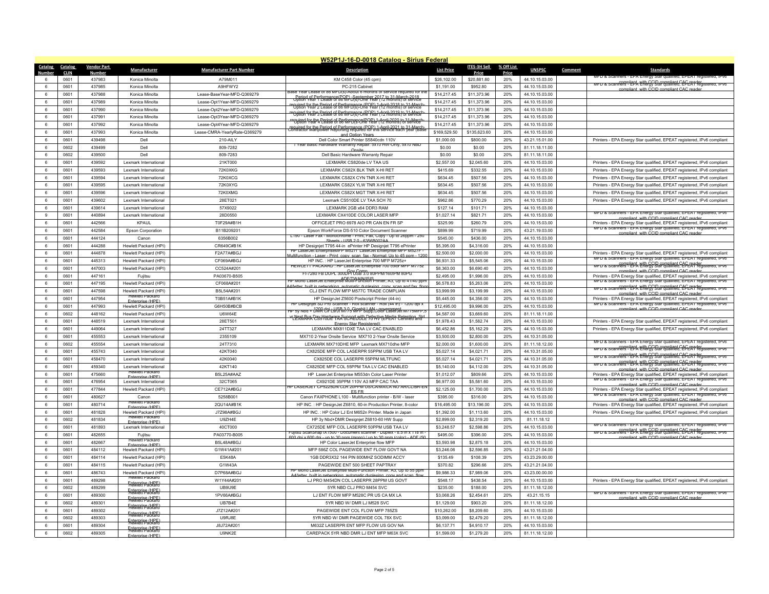# W52P1J-16-D-0018 Catalog - Sirius Federal

| Catalog Number | Catalog CLIN | Vendor Part Number | Manufacturer | Manufacturer Part Number | Description | List Price | ITES-3H Sell Price | % Off List Price | UNSPSC | Comment | Standards |
|---|---|---|---|---|---|---|---|---|---|---|---|
| 6 | 0601 | 437983 | Konica Minolta | A79M011 | KM C458 Color (45 cpm) | $26,102.00 | $20,881.60 | 20% | 44.10.15.03.00 | | MFD & Scanners - EPA Energy Star qualified, EPEAT registered, IPv6 compliant with CCID compliant CAC reader |
| 6 | 0601 | 437985 | Konica Minolta | A9HFWY2 | PC-215 Cabinet | $1,191.00 | $952.80 | 20% | 44.10.15.03.00 | | MFD & Scanners - EPA Energy Star qualified, EPEAT registered, IPv6 compliant with CCID compliant CAC reader |
| 6 | 0601 | 437988 | Konica Minolta | Lease-BaseYear-MFD-Q369279 | Base Year Lease of 86 MFD(s)-About 6 months of service required for the Period of Performance(POP) -September 2017 to 31-March-2018 | $14,217.45 | $11,373.96 | 20% | 44.10.15.03.00 | | |
| 6 | 0601 | 437989 | Konica Minolta | Lease-Opt1Year-MFD-Q369279 | Option Year 1 Lease of 86 MFD(s)-One Year (12 months) of service required for the Period of Performance(POP) 1-April-2018 to 31-March- | $14,217.45 | $11,373.96 | 20% | 44.10.15.03.00 | | |
| 6 | 0601 | 437990 | Konica Minolta | Lease-Opt2Year-MFD-Q369279 | Option Year 2 Lease of 86 MFD(s)-One Year (12 months) of service required for the Period of Performance(POP) 1-April-2019 to 31-March- | $14,217.45 | $11,373.96 | 20% | 44.10.15.03.00 | | |
| 6 | 0601 | 437991 | Konica Minolta | Lease-Opt3Year-MFD-Q369279 | Option Year 3 Lease of 86 MFD(s)-One Year (12 months) of service required for the Period of Performance(POP) 1-April-2020 to 31-March- | $14,217.45 | $11,373.96 | 20% | 44.10.15.03.00 | | |
| 6 | 0601 | 437992 | Konica Minolta | Lease-Opt4Year-MFD-Q369279 | Option Year 4 Lease of 86 MFD(s)-One Year (12 months) of service required for the Period of Performance (POP) 1-April-2021 to 31-March- | $14,217.45 | $11,373.96 | 20% | 44.10.15.03.00 | | |
| 6 | 0601 | 437993 | Konica Minolta | Lease-CMRA-YearlyRate-Q369279 | Contractor Manpower Reporting required for this service each year (base and Option Years | $169,529.50 | $135,623.60 | 20% | 44.10.15.03.00 | | |
| 6 | 0601 | 439498 | Dell | 210-AILY | Dell Color Smart Printer S5840cdn 110V | $1,000.00 | $800.00 | 20% | 43.21.15.01.00 | | Printers - EPA Energy Star qualified, EPEAT registered, IPv6 compliant |
| 6 | 0602 | 439499 | Dell | 809-7282 | 1 Year Basic Hardware Warranty Repair: 5x10 HW-Only, 5x10 NBD Onsite | $0.00 | $0.00 | 20% | 81.11.18.11.00 | | |
| 6 | 0602 | 439500 | Dell | 809-7283 | Dell Basic Hardware Warranty Repair | $0.00 | $0.00 | 20% | 81.11.18.11.00 | | |
| 6 | 0601 | 439592 | Lexmark International | 21KT000 | LEXMARK CS820de LV TAA US | $2,557.00 | $2,045.60 | 20% | 44.10.15.03.00 | | Printers - EPA Energy Star qualified, EPEAT registered, IPv6 compliant |
| 6 | 0601 | 439593 | Lexmark International | 72K0XKG | LEXMARK CS82X BLK TNR X-HI RET | $415.69 | $332.55 | 20% | 44.10.15.03.00 | | Printers - EPA Energy Star qualified, EPEAT registered, IPv6 compliant |
| 6 | 0601 | 439594 | Lexmark International | 72K0XCG | LEXMARK CS82X CYN TNR X-HI RET | $634.45 | $507.56 | 20% | 44.10.15.03.00 | | Printers - EPA Energy Star qualified, EPEAT registered, IPv6 compliant |
| 6 | 0601 | 439595 | Lexmark International | 72K0XYG | LEXMARK CS82X YLW TNR X-HI RET | $634.45 | $507.56 | 20% | 44.10.15.03.00 | | Printers - EPA Energy Star qualified, EPEAT registered, IPv6 compliant |
| 6 | 0601 | 439596 | Lexmark International | 72K0XMG | LEXMARK CS82X MGT TNR X-HI RET | $634.45 | $507.56 | 20% | 44.10.15.03.00 | | Printers - EPA Energy Star qualified, EPEAT registered, IPv6 compliant |
| 6 | 0601 | 439602 | Lexmark International | 28ET021 | Lexmark CS510DE LV TAA SCH 70 | $962.86 | $770.29 | 20% | 44.10.15.03.00 | | Printers - EPA Energy Star qualified, EPEAT registered, IPv6 compliant |
| 6 | 0601 | 439614 | Lexmark International | 57X9022 | LEXMARK 2GB x64 DDR3 RAM | $127.14 | $101.71 | 20% | 44.10.15.03.00 | | |
| 9 | 0601 | 440894 | Lexmark International | 28D0550 | LEXMARK CX410DE COLOR LASER MFP | $1,027.14 | $821.71 | 20% | 44.10.15.03.00 | | MFD & Scanners - EPA Energy Star qualified, EPEAT registered, IPv6 compliant with CCID compliant CAC reader |
| 6 | 0601 | 442566 | KPAUL | T0F29A#B1H | OFFICEJET PRO 6978 AIO PR CAN EN FR SP | $325.99 | $260.79 | 20% | 44.10.15.03.00 | | Printers - EPA Energy Star qualified, EPEAT registered, IPv6 compliant |
| 6 | 0601 | 442584 | Epson Corporation | B11B209201 | Epson WorkForce DS-510 Color Document Scanner | $899.99 | $719.99 | 20% | 43.21.19.03.00 | | MFD & Scanners - EPA Energy Star qualified, EPEAT registered, IPv6 compliant with CCID compliant CAC reader |
| 6 | 0601 | 444124 | Canon | 6356B002 | L190 - Laser Fax - Monochrome - Print, Fax, Copy - Up to 26ppm - 250 Sheets - USB 2.0 - 6356B002AA | $545.00 | $436.00 | 20% | 44.10.15.03.00 | | |
| 6 | 0601 | 444288 | Hewlett Packard (HPI) | CR649C#B1K | HP Designjet T795 44-in ePrinter HP Designjet T795 ePrinter | $5,395.00 | $4,316.00 | 20% | 44.10.15.03.00 | | |
| 6 | 0601 | 444878 | Hewlett Packard (HPI) | F2A77A#BGJ | HP LaserJet Enterprise MFP M527f - LaserJet Enterprise MFP M527f - Multifunction - Laser - Print, copy, scan, fax - Normal: Up to 45 ppm - 1200 | $2,500.00 | $2,000.00 | 20% | 44.10.15.03.00 | | Printers - EPA Energy Star qualified, EPEAT registered, IPv6 compliant |
| 6 | 0601 | 445313 | Hewlett Packard (HPI) | CF069A#BGJ | HP INC. : HP LaserJet Enterprise 700 MFP M725z+ | $6,931.33 | $5,545.06 | 20% | 44.10.15.03.00 | | MFD & Scanners - EPA Energy Star qualified, EPEAT registered, IPv6 compliant with CCID compliant CAC reader |
| 6 | 0601 | 447003 | Hewlett Packard (HPI) | CC524A#201 | HEWLETT PACKARD : HP LaserJet Enterprise 700 color MFP M775 Gov Comp | $8,363.00 | $6,690.40 | 20% | 44.10.15.03.00 | | MFD & Scanners - EPA Energy Star qualified, EPEAT registered, IPv6 compliant with CCID compliant CAC reader |
| 6 | 0601 | 447161 | Fujitsu | PA03670-B505 | FI-7280 FB DUPL 300DPI USB 3.0 80PPM/160IPM 80PG ADF/TWAIN/ISIS | $2,495.00 | $1,996.00 | 20% | 44.10.15.03.00 | | Printers - EPA Energy Star qualified, EPEAT registered, IPv6 compliant |
| 6 | 0601 | 447195 | Hewlett Packard (HPI) | CF068A#201 | HP Mono LaserJet Enterprise Multi-function Printer, A3, Up to 41/40 ppm A4/letter, built in networking, automatic duplexing, copy, scan and fax, floor | $6,578.83 | $5,263.06 | 20% | 44.10.15.03.00 | | MFD & Scanners - EPA Energy Star qualified, EPEAT registered, IPv6 compliant with CCID compliant CAC reader |
| 6 | 0601 | 447598 | Hewlett Packard (HPI) | B5L54A#201 | CLJ ENT FLOW MFP M577C TRADE COMPLIAN | $3,999.99 | $3,199.99 | 20% | 44.10.15.03.00 | | MFD & Scanners - EPA Energy Star qualified, EPEAT registered, IPv6 compliant with CCID compliant CAC reader |
| 6 | 0601 | 447954 | Hewlett Packard Enterprise (HPE) | T0B51A#B1K | HP DesignJet Z5600 Postscript Printer (44-in) | $5,445.00 | $4,356.00 | 20% | 44.10.15.03.00 | | Printers - EPA Energy Star qualified, EPEAT registered, IPv6 compliant |
| 6 | 0601 | 447993 | Hewlett Packard (HPI) | G6H50B#BCB | HP Designjet SD Pro Scanner - Roll scanner - Roll (44 in) - 1200 dpi x 1200 dpi - USB 3.0, Gigabit LAN - government | $12,495.00 | $9,996.00 | 20% | 44.10.15.03.00 | | MFD & Scanners - EPA Energy Star qualified, EPEAT registered, IPv6 compliant with CCID compliant CAC reader |
| 6 | 0602 | 448162 | Hewlett Packard (HPI) | U6W64E | HP 5y Nbd + DMR CLJ Ent M775 MFP Supp,Color LaserJet M775MFP,5 yr Next Bus Day Hardware Support with Defective Media Retention, Std | $4,587.00 | $3,669.60 | 20% | 81.11.18.11.00 | | |
| 6 | 0601 | 448519 | Lexmark International | 28ET501 | LEXMARK CS510DE TAA SCHEDULE 70 HV (EPEAT Certified and Energy Star Registered) | $1,978.43 | $1,582.74 | 20% | 44.10.15.03.00 | | Printers - EPA Energy Star qualified, EPEAT registered, IPv6 compliant |
| 6 | 0601 | 449064 | Lexmark International | 24T7327 | LEXMARK MX811DXE TAA LV CAC ENABLED | $6,452.86 | $5,162.29 | 20% | 44.10.15.03.00 | | Printers - EPA Energy Star qualified, EPEAT registered, IPv6 compliant |
| 6 | 0601 | 455553 | Lexmark International | 2355109 | MX710 2-Year Onsite Service MX710 2-Year Onsite Service | $3,500.00 | $2,800.00 | 20% | 44.10.31.05.00 | | |
| 6 | 0602 | 455554 | Lexmark International | 24T7310 | LEXMARK MX710DHE MFP Lexmark MX710dhe MFP | $2,000.00 | $1,600.00 | 20% | 81.11.18.12.00 | | MFD & Scanners - EPA Energy Star qualified, EPEAT registered, IPv6 compliant with CCID compliant CAC reader |
| 6 | 0601 | 455743 | Lexmark International | 42KT040 | CX825DE MFP COL LASERPR 55PPM USB TAA LV | $5,027.14 | $4,021.71 | 20% | 44.10.31.05.00 | | MFD & Scanners - EPA Energy Star qualified, EPEAT registered, IPv6 compliant with CCID compliant CAC reader |
| 6 | 0601 | 458470 | Lexmark International | 42K0040 | CX825DE COL LASERPR 55PPM MLTFUNC | $5,027.14 | $4,021.71 | 20% | 44.10.31.05.00 | | MFD & Scanners - EPA Energy Star qualified, EPEAT registered, IPv6 compliant with CCID compliant CAC reader |
| 6 | 0601 | 459340 | Lexmark International | 42KT140 | CX825DE MFP COL 55PPM TAA LV CAC ENABLED | $5,140.00 | $4,112.00 | 20% | 44.10.31.05.00 | | MFD & Scanners - EPA Energy Star qualified, EPEAT registered, IPv6 compliant with CCID compliant CAC reader |
| 6 | 0601 | 475660 | Hewlett Packard Enterprise (HPE) | B5L25A#AAZ | HP LaserJet Enterprise M553dn Color Laser Printer | $1,012.07 | $809.66 | 20% | 44.10.15.03.00 | | Printers - EPA Energy Star qualified, EPEAT registered, IPv6 compliant |
| 6 | 0601 | 476954 | Lexmark International | 32CT065 | CX921DE 35PPM 110V A3 MFP CAC TAA | $6,977.00 | $5,581.60 | 20% | 44.10.15.03.00 | | MFD & Scanners - EPA Energy Star qualified, EPEAT registered, IPv6 compliant with CCID compliant CAC reader |
| 6 | 0601 | 477844 | Hewlett Packard (HPI) | CE712A#BGJ | HP LASERJET CP5225DN CLR 20PPM US/CA/MX/LA NO AR/CL/BR-EN ES FR | $2,125.00 | $1,700.00 | 20% | 44.10.15.03.00 | | Printers - EPA Energy Star qualified, EPEAT registered, IPv6 compliant |
| 6 | 0601 | 480627 | Canon | 5258B001 | Canon FAXPHONE L100 - Multifunction printer - B/W - laser | $395.00 | $316.00 | 20% | 44.10.15.03.00 | | MFD & Scanners - EPA Energy Star qualified, EPEAT registered, IPv6 compliant with CCID compliant CAC reader |
| 6 | 0601 | 480714 | Hewlett Packard Enterprise (HPE) | 2QU14A#B1K | HP INC. : HP DesignJet Z6810, 60-in Production Printer, 8-color | $16,495.00 | $13,196.00 | 20% | 44.10.15.03.00 | | Printers - EPA Energy Star qualified, EPEAT registered, IPv6 compliant |
| 6 | 0601 | 481828 | Hewlett Packard (HPI) | J7Z98A#BGJ | HP INC. : HP Color LJ Ent M652n Printer. Made in Japan | $1,392.00 | $1,113.60 | 20% | 44.10.15.03.00 | | Printers - EPA Energy Star qualified, EPEAT registered, IPv6 compliant |
| 6 | 0602 | 481834 | Hewlett Packard Enterprise (HPE) | U9ZH4E | HP 3y Nbd+DMR Designjet Z6810-60 HW Supp | $2,899.00 | $2,319.20 | 20% | 81.11.18.12 | | |
| 6 | 0601 | 481893 | Lexmark International | 40CT000 | CX725DE MFP COL LASERPR 50PPM USB TAA LV | $3,248.57 | $2,598.86 | 20% | 44.10.15.03.00 | | MFD & Scanners - EPA Energy Star qualified, EPEAT registered, IPv6 compliant with CCID compliant CAC reader |
| 6 | 0601 | 482655 | Fujitsu | PA03770-B005 | Fujitsu ScanSnap iX1500 - Document scanner - Duplex - 8.5 in x 118 in - 600 dpi x 600 dpi - up to 30 ppm (mono) / up to 30 ppm (color) - ADF (50 | $495.00 | $396.00 | 20% | 44.10.15.03.00 | | MFD & Scanners - EPA Energy Star qualified, EPEAT registered, IPv6 compliant with CCID compliant CAC reader |
| 6 | 0601 | 482667 | Hewlett Packard Enterprise (HPE) | B5L48A#BGJ | HP Color LaserJet Enterprise flow MFP | $3,593.98 | $2,875.18 | 20% | 44.10.15.03.00 | | |
| 6 | 0601 | 484112 | Hewlett Packard (HPI) | G1W41A#201 | MFP 586Z COL PAGEWIDE ENT FLOW GOVT NA | $3,246.06 | $2,596.85 | 20% | 43.21.21.04.00 | | |
| 6 | 0601 | 484114 | Hewlett Packard (HPI) | E5K48A | 1GB DDR3X32 144 PIN 800MHZ SODIMM ACCY | $135.49 | $108.39 | 20% | 43.23.29.00.00 | | |
| 6 | 0601 | 484115 | Hewlett Packard (HPI) | G1W43A | PAGEWIDE ENT 500 SHEET PAPTRAY | $370.82 | $296.66 | 20% | 43.21.21.04.00 | | |
| 6 | 0601 | 486743 | Hewlett Packard (HPI) | D7P68A#BGJ | HP Mono LaserJet Enterprise Multi-Function Printer, A3, Up to 55 ppm A4/letter, built in networking, automatic duplexing, copy and scan, flow | $9,986.33 | $7,989.06 | 20% | 43.23.00.00.00 | | |
| 6 | 0601 | 489298 | Hewlett Packard Enterprise (HPE) | W1Y44A#201 | LJ PRO M454DN COL LASERPR 28PPM US GOVT | $548.17 | $438.54 | 20% | 44.10.15.03.00 | | Printers - EPA Energy Star qualified, EPEAT registered, IPv6 compliant |
| 6 | 0602 | 489299 | Hewlett Packard Enterprise (HPE) | UB9U9E | 5YR NBD CLJ PRO M454 SVC | $235.00 | $188.00 | 20% | 81.11.18.12.00 | | |
| 6 | 0601 | 489300 | Hewlett Packard Enterprise (HPE) | 1PV66A#BGJ | LJ ENT FLOW MFP M528C PR US CA MX LA | $3,068.26 | $2,454.61 | 20% | 43.21.15.15 | | MFD & Scanners - EPA Energy Star qualified, EPEAT registered, IPv6 compliant with CCID compliant CAC reader |
| 6 | 0602 | 489301 | Hewlett Packard Enterprise (HPE) | UB7B4E | 5YR NBD W/ DMR LJ M528 SVC | $1,129.00 | $903.20 | 20% | 81.11.18.12.00 | | |
| 6 | 0601 | 489302 | Hewlett Packard Enterprise (HPE) | J7Z12A#201 | PAGEWIDE ENT COL FLOW MFP 785ZS | $10,262.00 | $8,209.60 | 20% | 44.10.15.03.00 | | |
| 6 | 0602 | 489303 | Hewlett Packard Enterprise (HPE) | U9RJ8E | 5YR NBD W/ DMR PAGEWIDE COL 78X SVC | $3,099.00 | $2,479.20 | 20% | 81.11.18.12.00 | | |
| 6 | 0601 | 489304 | Hewlett Packard Enterprise (HPE) | J8J72A#201 | M632Z LASERPR ENT MFP FLOW US GOV NA | $6,137.71 | $4,910.17 | 20% | 44.10.15.03.00 | | |
| 6 | 0602 | 489305 | Hewlett Packard Enterprise (HPE) | U9NK2E | CAREPACK 5YR NBD DMR LJ ENT MFP M63X SVC | $1,599.00 | $1,279.20 | 20% | 81.11.18.12.00 | | |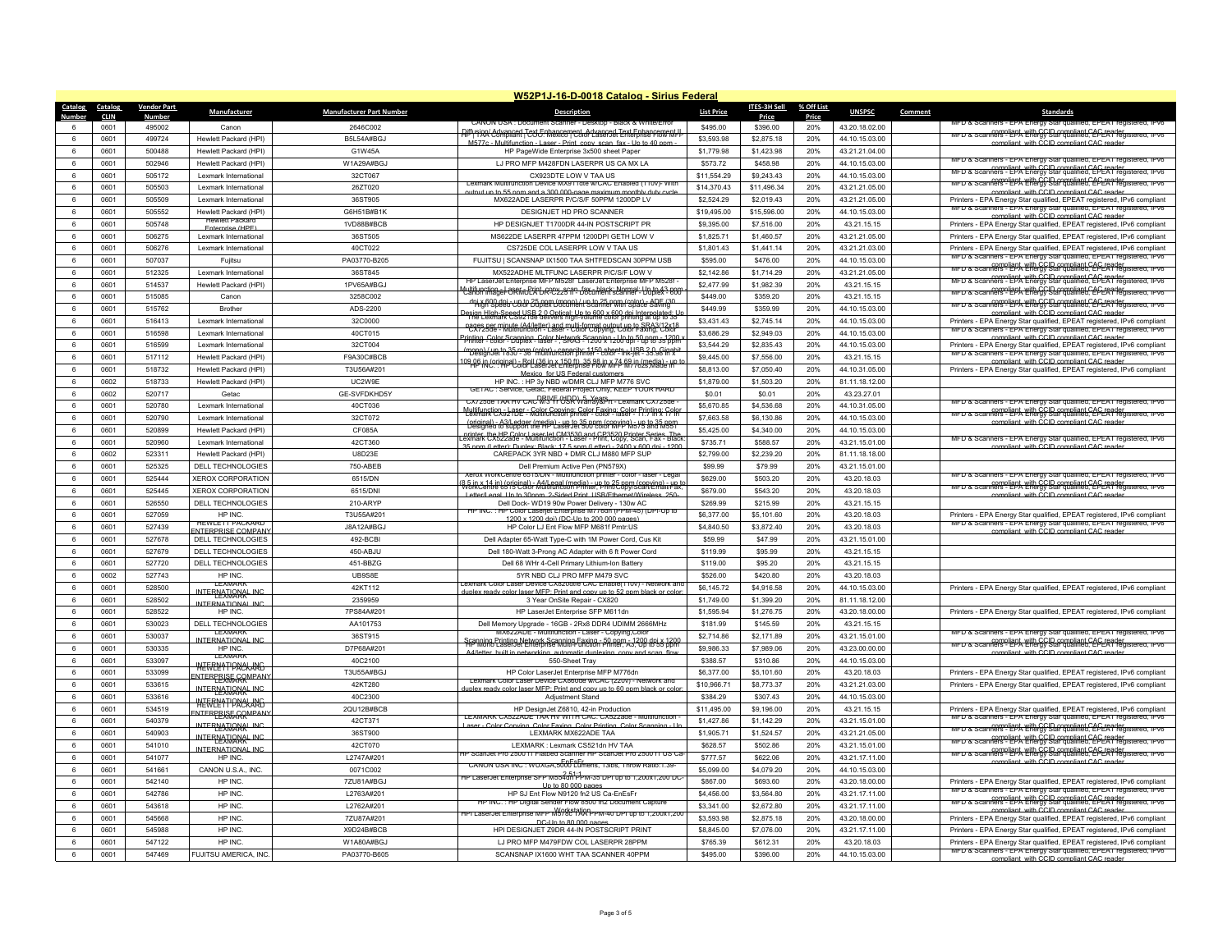## W52P1J-16-D-0018 Catalog - Sirius Federal

| Catalog Number | Catalog CLIN | Vendor Part Number | Manufacturer | Manufacturer Part Number | Description | List Price | ITES-3H Sell Price | % Off List Price | UNSPSC | Comment | Standards |
|---|---|---|---|---|---|---|---|---|---|---|---|
| 6 | 0601 | 495002 | Canon | 2646C002 | CANON USA : Document Scanner - Desktop - Black & White/Error Diffusion/ Advanced Text Enhancement, Advanced Text Enhancement II | $495.00 | $396.00 | 20% | 43.20.18.02.00 | | MFD & Scanners - EPA Energy Star qualified, EPEAT registered, IPv6 compliant, with CCID compliant CAC reader |
| 6 | 0601 | 499724 | Hewlett Packard (HPI) | B5L54A#BGJ | HP \| TAA Compliant \| COO: Mexico \| Color LaserJet Enterprise Flow MFP M577c - Multifunction - Laser - Print, copy, scan, fax - Up to 40 ppm - | $3,593.98 | $2,875.18 | 20% | 44.10.15.03.00 | | MFD & Scanners - EPA Energy Star qualified, EPEAT registered, IPv6 compliant, with CCID compliant CAC reader |
| 6 | 0601 | 500488 | Hewlett Packard (HPI) | G1W45A | HP PageWide Enterprise 3x500 sheet Paper | $1,779.98 | $1,423.98 | 20% | 43.21.21.04.00 | | |
| 6 | 0601 | 502946 | Hewlett Packard (HPI) | W1A29A#BGJ | LJ PRO MFP M428FDN LASERPR US CA MX LA | $573.72 | $458.98 | 20% | 44.10.15.03.00 | | MFD & Scanners - EPA Energy Star qualified, EPEAT registered, IPv6 compliant, with CCID compliant CAC reader |
| 6 | 0601 | 505172 | Lexmark International | 32CT067 | CX923DTE LOW V TAA US | $11,554.29 | $9,243.43 | 20% | 44.10.15.03.00 | | MFD & Scanners - EPA Energy Star qualified, EPEAT registered, IPv6 compliant, with CCID compliant CAC reader |
| 6 | 0601 | 505503 | Lexmark International | 26Z7020 | Lexmark Multifunction Device MX911dte w/CAC Enabled (110V)- with output up to 55 ppm and a 300,000-page maximum monthly duty cycle | $14,370.43 | $11,496.34 | 20% | 43.21.21.05.00 | | MFD & Scanners - EPA Energy Star qualified, EPEAT registered, IPv6 compliant, with CCID compliant CAC reader |
| 6 | 0601 | 505509 | Lexmark International | 36ST905 | MX622DE LASERPR P/C/S/F 50PPM 1200DP LV | $2,524.29 | $2,019.43 | 20% | 43.21.21.05.00 | | Printers - EPA Energy Star qualified, EPEAT registered, IPv6 compliant |
| 6 | 0601 | 505552 | Hewlett Packard (HPI) | G6H51B#B1K | DESIGNJET HD PRO SCANNER | $19,495.00 | $15,596.00 | 20% | 44.10.15.03.00 | | MFD & Scanners - EPA Energy Star qualified, EPEAT registered, IPv6 compliant, with CCID compliant CAC reader |
| 6 | 0601 | 505748 | Hewlett Packard Enterprise (HPE) | 1VD88B#BCB | HP DESIGNJET T1700DR 44-IN POSTSCRIPT PR | $9,395.00 | $7,516.00 | 20% | 43.21.15.15 | | Printers - EPA Energy Star qualified, EPEAT registered, IPv6 compliant |
| 6 | 0601 | 506275 | Lexmark International | 36ST505 | MS622DE LASERPR 47PPM 1200DPI GETH LOW V | $1,825.71 | $1,460.57 | 20% | 43.21.21.05.00 | | Printers - EPA Energy Star qualified, EPEAT registered, IPv6 compliant |
| 6 | 0601 | 506276 | Lexmark International | 40CT022 | CS725DE COL LASERPR LOW V TAA US | $1,801.43 | $1,441.14 | 20% | 43.21.21.03.00 | | Printers - EPA Energy Star qualified, EPEAT registered, IPv6 compliant |
| 6 | 0601 | 507037 | Fujitsu | PA03770-B205 | FUJITSU \| SCANSNAP IX1500 TAA SHTFEDSCAN 30PPM USB | $595.00 | $476.00 | 20% | 44.10.15.03.00 | | MFD & Scanners - EPA Energy Star qualified, EPEAT registered, IPv6 compliant, with CCID compliant CAC reader |
| 6 | 0601 | 512325 | Lexmark International | 36ST845 | MX522ADHE MLTFUNC LASERPR P/C/S/F LOW V | $2,142.86 | $1,714.29 | 20% | 43.21.21.05.00 | | MFD & Scanners - EPA Energy Star qualified, EPEAT registered, IPv6 compliant, with CCID compliant CAC reader |
| 6 | 0601 | 514537 | Hewlett Packard (HPI) | 1PV65A#BGJ | HP LaserJet Enterprise MFP M528f LaserJet Enterprise MFP M528f - Multifunction - Laser - Print, copy, scan, fax - black: Normal: Up to 43 ppm - | $2,477.99 | $1,982.39 | 20% | 43.21.15.15 | | MFD & Scanners - EPA Energy Star qualified, EPEAT registered, IPv6 compliant, with CCID compliant CAC reader |
| 6 | 0601 | 515085 | Canon | 3258C002 | Canon imageFORMULA DR-C225 II - Document scanner - Duplex - 600 dpi x 600 dpi - up to 25 ppm (mono) / up to 25 ppm (color) - ADF (30 | $449.00 | $359.20 | 20% | 43.21.15.15 | | MFD & Scanners - EPA Energy Star qualified, EPEAT registered, IPv6 compliant, with CCID compliant CAC reader |
| 6 | 0601 | 515762 | Brother | ADS-2200 | High-Speed Color Duplex Document Scanner with Space Saving Design High-Speed USB 2.0 Optical: Up to 600 x 600 dpi Interpolated: Up | $449.99 | $359.99 | 20% | 44.10.15.03.00 | | MFD & Scanners - EPA Energy Star qualified, EPEAT registered, IPv6 compliant, with CCID compliant CAC reader |
| 6 | 0601 | 516413 | Lexmark International | 32C0000 | The Lexmark CS921de delivers high-volume color printing at up to 35 pages per minute (A4/letter) and multi-format output up to SRA3/12x18 | $3,431.43 | $2,745.14 | 20% | 44.10.15.03.00 | | Printers - EPA Energy Star qualified, EPEAT registered, IPv6 compliant |
| 6 | 0601 | 516598 | Lexmark International | 40CT015 | CX725de - Multifunction - Laser - Color Copying, Color Faxing, Color Printing, Color Scanning, Color Network Scanning - Up to 50 ppm - 1200 x | $3,686.29 | $2,949.03 | 20% | 44.10.15.03.00 | | MFD & Scanners - EPA Energy Star qualified, EPEAT registered, IPv6 compliant, with CCID compliant CAC reader |
| 6 | 0601 | 516599 | Lexmark International | 32CT004 | Printer - color - Duplex - laser - , SRA3 - 1200 x 1200 dpi - up to 35 ppm (mono) / up to 35 ppm (color) - capacity: 1150 sheets - USB 2.0, Gigabit | $3,544.29 | $2,835.43 | 20% | 44.10.15.03.00 | | Printers - EPA Energy Star qualified, EPEAT registered, IPv6 compliant |
| 6 | 0601 | 517112 | Hewlett Packard (HPI) | F9A30C#BCB | DesignJet T830 - 36" multifunction printer - color - ink-jet - 35.98 in x 109.06 in (original) - Roll (36 in x 150 ft), 35.98 in x 74.69 in (media) - up to | $9,445.00 | $7,556.00 | 20% | 43.21.15.15 | | MFD & Scanners - EPA Energy Star qualified, EPEAT registered, IPv6 compliant, with CCID compliant CAC reader |
| 6 | 0601 | 518732 | Hewlett Packard (HPI) | T3U56A#201 | HP INC. : HP Color LaserJet Enterprise Flow MFP M776zs,Made in Mexico for US Federal customers | $8,813.00 | $7,050.40 | 20% | 44.10.31.05.00 | | Printers - EPA Energy Star qualified, EPEAT registered, IPv6 compliant |
| 6 | 0602 | 518733 | Hewlett Packard (HPI) | UC2W9E | HP INC. : HP 3y NBD w/DMR CLJ MFP M776 SVC | $1,879.00 | $1,503.20 | 20% | 81.11.18.12.00 | | |
| 6 | 0602 | 520717 | Getac | GE-SVFDKHD5Y | GETAC : Service, Getac, Federal Project Only, KEEP YOUR HARD DRIVE (HDD), 5 Years | $0.01 | $0.01 | 20% | 43.23.27.01 | | |
| 6 | 0601 | 520780 | Lexmark International | 40CT036 | CX725dhe TAA HV CAC w/3 Yr OSR Warranty&#x0D; - Lexmark CX725de - Multifunction - Laser - Color Copying, Color Faxing, Color Printing, Color | $5,670.85 | $4,536.68 | 20% | 44.10.31.05.00 | | MFD & Scanners - EPA Energy Star qualified, EPEAT registered, IPv6 compliant, with CCID compliant CAC reader |
| 6 | 0601 | 520790 | Lexmark International | 32CT072 | Lexmark CX921DE - Multifunction printer - color - laser - 11.7 in x 17 in (original) - A3/Ledger (media) - up to 35 ppm (copying) - up to 35 ppm | $7,663.58 | $6,130.86 | 20% | 44.10.15.03.00 | | MFD & Scanners - EPA Energy Star qualified, EPEAT registered, IPv6 compliant, with CCID compliant CAC reader |
| 6 | 0601 | 520899 | Hewlett Packard (HPI) | CF085A | Designed to support the HP LaserJet 500 color MFP M575 and M551 printer, the HP Color LaserJet CM3530 and CP3520 Printer Series. The | $5,425.00 | $4,340.00 | 20% | 44.10.15.03.00 | | |
| 6 | 0601 | 520960 | Lexmark International | 42CT360 | Lexmark CX522ade - Multifunction - Laser - Print, Copy, Scan, Fax - Black: 35 ppm (Letter); Duplex: Black: 17.5 spm (Letter) - 2400 x 600 dpi - 1200 | $735.71 | $588.57 | 20% | 43.21.15.01.00 | | MFD & Scanners - EPA Energy Star qualified, EPEAT registered, IPv6 compliant, with CCID compliant CAC reader |
| 6 | 0602 | 523311 | Hewlett Packard (HPI) | U8D23E | CAREPACK 3YR NBD + DMR CLJ M880 MFP SUP | $2,799.00 | $2,239.20 | 20% | 81.11.18.18.00 | | |
| 6 | 0601 | 525325 | DELL TECHNOLOGIES | 750-ABEB | Dell Premium Active Pen (PN579X) | $99.99 | $79.99 | 20% | 43.21.15.01.00 | | |
| 6 | 0601 | 525444 | XEROX CORPORATION | 6515/DN | Xerox WorkCentre 6515/DN - Multifunction printer - color - laser - Legal (8.5 in x 14 in) (original) - A4/Legal (media) - up to 28 ppm (copying) - up to | $629.00 | $503.20 | 20% | 43.20.18.03 | | MFD & Scanners - EPA Energy Star qualified, EPEAT registered, IPv6 compliant, with CCID compliant CAC reader |
| 6 | 0601 | 525445 | XEROX CORPORATION | 6515/DNI | WorkCentre 6515 Color Multifunction Printer, Print/Copy/Scan/Email/Fax, Letter/Legal, Up to 30ppm, 2-Sided Print, USB/Ethernet/Wireless, 250- | $679.00 | $543.20 | 20% | 43.20.18.03 | | MFD & Scanners - EPA Energy Star qualified, EPEAT registered, IPv6 compliant, with CCID compliant CAC reader |
| 6 | 0601 | 526550 | DELL TECHNOLOGIES | 210-ARYP | Dell Dock- WD19 90w Power Delivery - 130w AC | $269.99 | $215.99 | 20% | 43.21.15.15 | | |
| 6 | 0601 | 527059 | HP INC. | T3U55A#201 | HP INC. : HP Color LaserJet Enterprise M776dn (PPM-45) (DPI-Up to 1200 x 1200 dpi) (DC-Up to 200,000 pages) | $6,377.00 | $5,101.60 | 20% | 43.20.18.03 | | Printers - EPA Energy Star qualified, EPEAT registered, IPv6 compliant |
| 6 | 0601 | 527439 | HEWLETT PACKARD ENTERPRISE COMPANY | J8A12A#BGJ | HP Color LJ Ent Flow MFP M681f Prntr:US | $4,840.50 | $3,872.40 | 20% | 43.20.18.03 | | MFD & Scanners - EPA Energy Star qualified, EPEAT registered, IPv6 compliant, with CCID compliant CAC reader |
| 6 | 0601 | 527678 | DELL TECHNOLOGIES | 492-BCBI | Dell Adapter 65-Watt Type-C with 1M Power Cord, Cus Kit | $59.99 | $47.99 | 20% | 43.21.15.01.00 | | |
| 6 | 0601 | 527679 | DELL TECHNOLOGIES | 450-ABJU | Dell 180-Watt 3-Prong AC Adapter with 6 ft Power Cord | $119.99 | $95.99 | 20% | 43.21.15.15 | | |
| 6 | 0601 | 527720 | DELL TECHNOLOGIES | 451-BBZG | Dell 68 WHr 4-Cell Primary Lithium-Ion Battery | $119.00 | $95.20 | 20% | 43.21.15.15 | | |
| 6 | 0602 | 527743 | HP INC. | UB9S8E | 5YR NBD CLJ PRO MFP M479 SVC | $526.00 | $420.80 | 20% | 43.20.18.03 | | |
| 6 | 0601 | 528500 | LEXMARK INTERNATIONAL INC | 42KT112 | Lexmark Color Laser Device CX820dtfe CAC Enable(110V) - Network and duplex ready color laser MFP: Print and copy up to 52 ppm black or color; | $6,145.72 | $4,916.58 | 20% | 44.10.15.03.00 | | Printers - EPA Energy Star qualified, EPEAT registered, IPv6 compliant |
| 6 | 0601 | 528502 | LEXMARK INTERNATIONAL INC | 2359959 | 3 Year OnSite Repair - CX820 | $1,749.00 | $1,399.20 | 20% | 81.11.18.12.00 | | |
| 6 | 0601 | 528522 | HP INC. | 7PS84A#201 | HP LaserJet Enterprise SFP M611dn | $1,595.94 | $1,276.75 | 20% | 43.20.18.00.00 | | Printers - EPA Energy Star qualified, EPEAT registered, IPv6 compliant |
| 6 | 0601 | 530023 | DELL TECHNOLOGIES | AA101753 | Dell Memory Upgrade - 16GB - 2Rx8 DDR4 UDIMM 2666MHz | $181.99 | $145.59 | 20% | 43.21.15.15 | | |
| 6 | 0601 | 530037 | LEXMARK INTERNATIONAL INC | 36ST915 | MX622ADE - Multifunction - Laser - Copying,Color Scanning,Printing,Network Scanning,Faxing - 50 ppm - 1200 dpi x 1200 | $2,714.86 | $2,171.89 | 20% | 43.21.15.01.00 | | MFD & Scanners - EPA Energy Star qualified, EPEAT registered, IPv6 compliant, with CCID compliant CAC reader |
| 6 | 0601 | 530335 | HP INC. | D7P68A#201 | HP Mono LaserJet Enterprise Multi-Function Printer, A3, Up to 55 ppm A4/letter, built in networking, automatic duplexing, copy and scan, flow | $9,986.33 | $7,989.06 | 20% | 43.23.00.00.00 | | MFD & Scanners - EPA Energy Star qualified, EPEAT registered, IPv6 compliant, with CCID compliant CAC reader |
| 6 | 0601 | 533097 | LEXMARK INTERNATIONAL INC | 40C2100 | 550-Sheet Tray | $388.57 | $310.86 | 20% | 44.10.15.03.00 | | |
| 6 | 0601 | 533099 | HEWLETT PACKARD ENTERPRISE COMPANY | T3U55A#BGJ | HP Color LaserJet Enterprise MFP M776dn | $6,377.00 | $5,101.60 | 20% | 43.20.18.03 | | Printers - EPA Energy Star qualified, EPEAT registered, IPv6 compliant |
| 6 | 0601 | 533615 | LEXMARK INTERNATIONAL INC | 42KT280 | Lexmark Color Laser Device CX860dte w/CAC (220V) - Network and duplex ready color laser MFP: Print and copy up to 60 ppm black or color; | $10,966.71 | $8,773.37 | 20% | 43.21.23.03.00 | | Printers - EPA Energy Star qualified, EPEAT registered, IPv6 compliant |
| 6 | 0601 | 533616 | LEXMARK INTERNATIONAL INC | 40C2300 | Adjustment Stand | $384.29 | $307.43 | 20% | 44.10.15.03.00 | | |
| 6 | 0601 | 534519 | HEWLETT PACKARD ENTERPRISE COMPANY | 2QU12B#BCB | HP DesignJet Z6810, 42-in Production | $11,495.00 | $9,196.00 | 20% | 43.21.15.15 | | Printers - EPA Energy Star qualified, EPEAT registered, IPv6 compliant |
| 6 | 0601 | 540379 | LEXMARK INTERNATIONAL INC | 42CT371 | LEXMARK CX522ADE TAA HV WITH CAC. CX522ade - Multifunction - Laser - Color Copying, Color Faxing, Color Printing, Color Scanning - Up | $1,427.86 | $1,142.29 | 20% | 43.21.15.01.00 | | MFD & Scanners - EPA Energy Star qualified, EPEAT registered, IPv6 compliant, with CCID compliant CAC reader |
| 6 | 0601 | 540903 | LEXMARK INTERNATIONAL INC | 36ST900 | LEXMARK MX622ADE TAA | $1,905.71 | $1,524.57 | 20% | 43.21.21.05.00 | | MFD & Scanners - EPA Energy Star qualified, EPEAT registered, IPv6 compliant, with CCID compliant CAC reader |
| 6 | 0601 | 541010 | LEXMARK INTERNATIONAL INC | 42CT070 | LEXMARK : Lexmark CS521dn HV TAA | $628.57 | $502.86 | 20% | 43.21.15.01.00 | | MFD & Scanners - EPA Energy Star qualified, EPEAT registered, IPv6 compliant, with CCID compliant CAC reader |
| 6 | 0601 | 541077 | HP INC. | L2747A#201 | HP ScanJet Pro 2500 f1 Flatbed Scanner HP ScanJet Pro 2500 f1 US Ca-EnEsFr | $777.57 | $622.06 | 20% | 43.21.17.11.00 | | MFD & Scanners - EPA Energy Star qualified, EPEAT registered, IPv6 compliant, with CCID compliant CAC reader |
| 6 | 0601 | 541661 | CANON U.S.A., INC. | 0071C002 | CANON USA INC : WUXGA,5000 Lumens, 13lbs, Throw Ratio:1.39-2.51:1 | $5,099.00 | $4,079.20 | 20% | 44.10.15.03.00 | | |
| 6 | 0601 | 542140 | HP INC. | 7ZU81A#BGJ | HP LaserJet Enterprise SFP M554dn PPM-33 DPI up to 1,200x1,200 DC-Up to 80,000 pages | $867.00 | $693.60 | 20% | 43.20.18.00.00 | | Printers - EPA Energy Star qualified, EPEAT registered, IPv6 compliant |
| 6 | 0601 | 542786 | HP INC. | L2763A#201 | HP SJ Ent Flow N9120 fn2 US Ca-EnEsFr | $4,456.00 | $3,564.80 | 20% | 43.21.17.11.00 | | MFD & Scanners - EPA Energy Star qualified, EPEAT registered, IPv6 compliant, with CCID compliant CAC reader |
| 6 | 0601 | 543618 | HP INC. | L2762A#201 | HP INC. : HP Digital Sender Flow 8500 fn2 Document Capture Workstation | $3,341.00 | $2,672.80 | 20% | 43.21.17.11.00 | | MFD & Scanners - EPA Energy Star qualified, EPEAT registered, IPv6 compliant, with CCID compliant CAC reader |
| 6 | 0601 | 545668 | HP INC. | 7ZU87A#201 | HPI LaserJet Enterprise MFP M578c TAA PPM-40 DPI up to 1,200x1,200 DC-Up to 80,000 pages | $3,593.98 | $2,875.18 | 20% | 43.20.18.00.00 | | Printers - EPA Energy Star qualified, EPEAT registered, IPv6 compliant |
| 6 | 0601 | 545988 | HP INC. | X9D24B#BCB | HPI DESIGNJET Z9DR 44-IN POSTSCRIPT PRINT | $8,845.00 | $7,076.00 | 20% | 43.21.17.11.00 | | Printers - EPA Energy Star qualified, EPEAT registered, IPv6 compliant |
| 6 | 0601 | 547122 | HP INC. | W1A80A#BGJ | LJ PRO MFP M479FDW COL LASERPR 28PPM | $765.39 | $612.31 | 20% | 43.20.18.03 | | Printers - EPA Energy Star qualified, EPEAT registered, IPv6 compliant |
| 6 | 0601 | 547469 | FUJITSU AMERICA, INC. | PA03770-B605 | SCANSNAP IX1600 WHT TAA SCANNER 40PPM | $495.00 | $396.00 | 20% | 44.10.15.03.00 | | MFD & Scanners - EPA Energy Star qualified, EPEAT registered, IPv6 compliant, with CCID compliant CAC reader |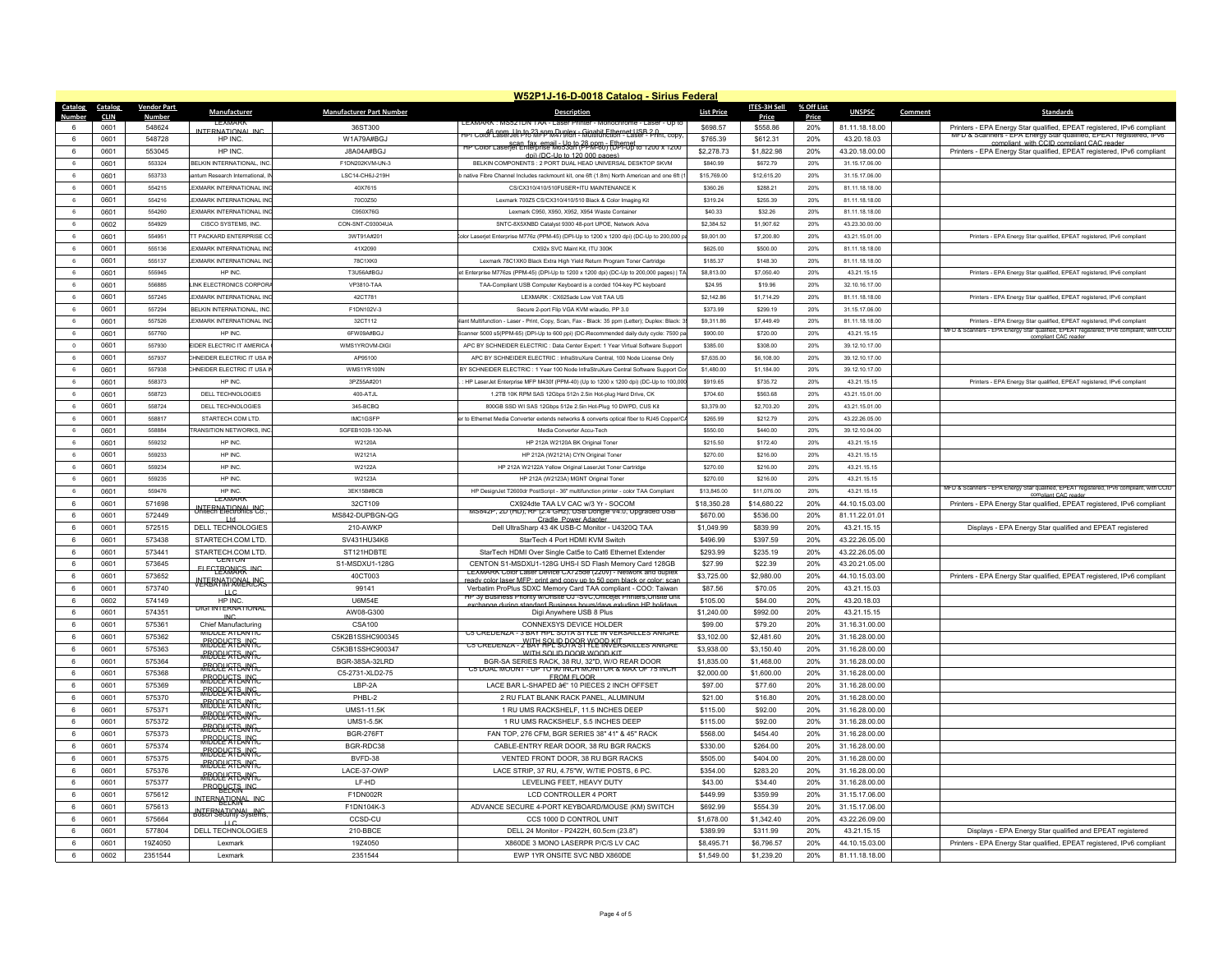# W52P1J-16-D-0018 Catalog - Sirius Federal

| Catalog Number | Catalog CLIN | Vendor Part Number | Manufacturer | Manufacturer Part Number | Description | List Price | ITES-3H Sell Price | % Off List Price | UNSPSC | Comment | Standards |
|---|---|---|---|---|---|---|---|---|---|---|---|
| 6 | 0601 | 548624 | LEXMARK INTERNATIONAL INC | 36ST300 | LEXMARK : MS521DN TAA - Laser Printer - Monochrome - Laser - Up to 46 ppm, Up to 23 spm Duplex - Gigabit Ethernet USB 2.0 | $698.57 | $558.86 | 20% | 81.11.18.18.00 | | Printers - EPA Energy Star qualified, EPEAT registered, IPv6 compliant |
| 6 | 0601 | 548728 | HP INC. | W1A79A#BGJ | HP Color LaserJet Pro MFP M479fdn - Multifunction - Laser - Print, copy, scan, fax, email - Up to 28 ppm - Ethernet | $765.39 | $612.31 | 20% | 43.20.18.03 | | MFD & Scanners - EPA Energy Star qualified, EPEAT registered, IPv6 compliant with CCID compliant CAC reader |
| 6 | 0601 | 553045 | HP INC. | J8A04A#BGJ | HP Color LaserJet Enterprise M653dn (PPM-60) (DPI-Up to 1200 x 1200 dpi) (DC-Up to 120 000 pages) | $2,278.73 | $1,822.98 | 20% | 43.20.18.00.00 | | Printers - EPA Energy Star qualified, EPEAT registered, IPv6 compliant |
| 6 | 0601 | 553324 | BELKIN INTERNATIONAL, INC. | F1DN202KVM-UN-3 | BELKIN COMPONENTS : 2 PORT DUAL HEAD UNIVERSAL DESKTOP SKVM | $840.99 | $672.79 | 20% | 31.15.17.06.00 | | |
| 6 | 0601 | 553733 | uantum Research International, IN | LSC14-CH6J-219H | b native Fibre Channel Includes rackmount kit, one 6ft (1.8m) North American and one 6ft (1 | $15,769.00 | $12,615.20 | 20% | 31.15.17.06.00 | | |
| 6 | 0601 | 554215 | EXMARK INTERNATIONAL INC | 40X7615 | CS/CX310/410/510FUSER+ITU MAINTENANCE K | $360.26 | $288.21 | 20% | 81.11.18.18.00 | | |
| 6 | 0601 | 554216 | EXMARK INTERNATIONAL INC | 70C0Z50 | Lexmark 700Z5 CS/CX310/410/510 Black & Color Imaging Kit | $319.24 | $255.39 | 20% | 81.11.18.18.00 | | |
| 6 | 0601 | 554260 | EXMARK INTERNATIONAL INC | C950X76G | Lexmark C950, X950, X952, X954 Waste Container | $40.33 | $32.26 | 20% | 81.11.18.18.00 | | |
| 6 | 0602 | 554929 | CISCO SYSTEMS, INC. | CON-SNT-C93004UA | SNTC-8X5XNBD Catalyst 9300 48-port UPOE, Network Adva | $2,384.52 | $1,907.62 | 20% | 43.23.30.00.00 | | |
| 6 | 0601 | 554951 | TT PACKARD ENTERPRISE CO | 3WT91A#201 | Color Laserjet Enterprise M776z (PPM-45) (DPI-Up to 1200 x 1200 dpi) (DC-Up to 200,000 pa | $9,001.00 | $7,200.80 | 20% | 43.21.15.01.00 | | Printers - EPA Energy Star qualified, EPEAT registered, IPv6 compliant |
| 6 | 0601 | 555136 | EXMARK INTERNATIONAL INC | 41X2090 | CX92x SVC Maint Kit, ITU 300K | $625.00 | $500.00 | 20% | 81.11.18.18.00 | | |
| 6 | 0601 | 555137 | EXMARK INTERNATIONAL INC | 78C1XK0 | Lexmark 78C1XK0 Black Extra High Yield Return Program Toner Cartridge | $185.37 | $148.30 | 20% | 81.11.18.18.00 | | |
| 6 | 0601 | 555945 | HP INC. | T3U56A#BGJ | et Enterprise M776zs (PPM-45) (DPI-Up to 1200 x 1200 dpi) (DC-Up to 200,000 pages) \| TA | $8,813.00 | $7,050.40 | 20% | 43.21.15.15 | | Printers - EPA Energy Star qualified, EPEAT registered, IPv6 compliant |
| 6 | 0601 | 556885 | LINK ELECTRONICS CORPORA | VP3810-TAA | TAA-Compliant USB Computer Keyboard is a corded 104-key PC keyboard | $24.95 | $19.96 | 20% | 32.10.16.17.00 | | |
| 6 | 0601 | 557245 | EXMARK INTERNATIONAL INC | 42CT781 | LEXMARK : CX625ade Low Volt TAA US | $2,142.86 | $1,714.29 | 20% | 81.11.18.18.00 | | Printers - EPA Energy Star qualified, EPEAT registered, IPv6 compliant |
| 6 | 0601 | 557294 | BELKIN INTERNATIONAL, INC. | F1DN102V-3 | Secure 2-port Flip VGA KVM w/audio, PP 3.0 | $373.99 | $299.19 | 20% | 31.15.17.06.00 | | |
| 6 | 0601 | 557526 | EXMARK INTERNATIONAL INC | 32CT112 | liant Multifunction - Laser - Print, Copy, Scan, Fax - Black: 35 ppm (Letter); Duplex: Black: 3 | $9,311.86 | $7,449.49 | 20% | 81.11.18.18.00 | | Printers - EPA Energy Star qualified, EPEAT registered, IPv6 compliant |
| 6 | 0601 | 557760 | HP INC. | 6FW09A#BGJ | Scanner 5000 s5(PPM-65) (DPI-Up to 600 ppi) (DC-Recommended daily duty cycle: 7500 pa | $900.00 | $720.00 | 20% | 43.21.15.15 | | MFD & Scanners - EPA Energy Star qualified, EPEAT registered, IPv6 compliant, with CCID compliant CAC reader |
| 0 | 0601 | 557930 | EIDER ELECTRIC IT AMERICA | WMS1YROVM-DIGI | APC BY SCHNEIDER ELECTRIC : Data Center Expert: 1 Year Virtual Software Support | $385.00 | $308.00 | 20% | 39.12.10.17.00 | | |
| 6 | 0601 | 557937 | CHNEIDER ELECTRIC IT USA IN | AP95100 | APC BY SCHNEIDER ELECTRIC : InfraStruXure Central, 100 Node License Only | $7,635.00 | $6,108.00 | 20% | 39.12.10.17.00 | | |
| 6 | 0601 | 557938 | CHNEIDER ELECTRIC IT USA IN | WMS1YR100N | BY SCHNEIDER ELECTRIC : 1 Year 100 Node InfraStruXure Central Software Support Cor | $1,480.00 | $1,184.00 | 20% | 39.12.10.17.00 | | |
| 6 | 0601 | 558373 | HP INC. | 3PZ55A#201 | : HP LaserJet Enterprise MFP M430f (PPM-40) (Up to 1200 x 1200 dpi) (DC-Up to 100,000 | $919.65 | $735.72 | 20% | 43.21.15.15 | | Printers - EPA Energy Star qualified, EPEAT registered, IPv6 compliant |
| 6 | 0601 | 558723 | DELL TECHNOLOGIES | 400-ATJL | 1.2TB 10K RPM SAS 12Gbps 512n 2.5in Hot-plug Hard Drive, CK | $704.60 | $563.68 | 20% | 43.21.15.01.00 | | |
| 6 | 0601 | 558724 | DELL TECHNOLOGIES | 345-BCBQ | 800GB SSD WI SAS 12Gbps 512e 2.5in Hot-Plug 10 DWPD, CUS Kit | $3,379.00 | $2,703.20 | 20% | 43.21.15.01.00 | | |
| 6 | 0601 | 558817 | STARTECH.COM LTD. | IMC1GSFP | er to Ethernet Media Converter extends networks & converts optical fiber to RJ45 Copper/CA | $265.99 | $212.79 | 20% | 43.22.26.05.00 | | |
| 6 | 0601 | 558884 | TRANSITION NETWORKS, INC. | SGFEB1039-130-NA | Media Converter Accu-Tech | $550.00 | $440.00 | 20% | 39.12.10.04.00 | | |
| 6 | 0601 | 559232 | HP INC. | W2120A | HP 212A W2120A BK Original Toner | $215.50 | $172.40 | 20% | 43.21.15.15 | | |
| 6 | 0601 | 559233 | HP INC. | W2121A | HP 212A (W2121A) CYN Original Toner | $270.00 | $216.00 | 20% | 43.21.15.15 | | |
| 6 | 0601 | 559234 | HP INC. | W2122A | HP 212A W2122A Yellow Original LaserJet Toner Cartridge | $270.00 | $216.00 | 20% | 43.21.15.15 | | |
| 6 | 0601 | 559235 | HP INC. | W2123A | HP 212A (W2123A) MGNT Original Toner | $270.00 | $216.00 | 20% | 43.21.15.15 | | |
| 6 | 0601 | 559476 | HP INC. | 3EK15B#BCB | HP DesignJet T2600dr PostScript - 36" multifunction printer - color TAA Compliant | $13,845.00 | $11,076.00 | 20% | 43.21.15.15 | | MFD & Scanners - EPA Energy Star qualified, EPEAT registered, IPv6 compliant, with CCID compliant CAC reader |
| 6 | 0601 | 571698 | LEXMARK INTERNATIONAL INC | 32CT109 | CX924dte TAA LV CAC w/3 Yr - SOCOM | $18,350.28 | $14,680.22 | 20% | 44.10.15.03.00 | | Printers - EPA Energy Star qualified, EPEAT registered, IPv6 compliant |
| 6 | 0601 | 572449 | Unitech Electronics Co., Ltd | MS842-DUPBGN-QG | MS842P, 2D (HD), RF (2.4 GHz), USB Dongle v4.0, Upgraded USB Cradle, Power Adapter | $670.00 | $536.00 | 20% | 81.11.22.01.01 | | |
| 6 | 0601 | 572515 | DELL TECHNOLOGIES | 210-AWKP | Dell UltraSharp 43 4K USB-C Monitor - U4320Q TAA | $1,049.99 | $839.99 | 20% | 43.21.15.15 | | Displays - EPA Energy Star qualified and EPEAT registered |
| 6 | 0601 | 573438 | STARTECH.COM LTD. | SV431HU34K6 | StarTech 4 Port HDMI KVM Switch | $496.99 | $397.59 | 20% | 43.22.26.05.00 | | |
| 6 | 0601 | 573441 | STARTECH.COM LTD. | ST121HDBTE | StarTech HDMI Over Single Cat5e to Cat6 Ethernet Extender | $293.99 | $235.19 | 20% | 43.22.26.05.00 | | |
| 6 | 0601 | 573645 | CENTON ELECTRONICS, INC. | S1-MSDXU1-128G | CENTON S1-MSDXU1-128G UHS-I SD Flash Memory Card 128GB | $27.99 | $22.39 | 20% | 43.20.21.05.00 | | |
| 6 | 0601 | 573652 | LEXMARK INTERNATIONAL INC | 40CT003 | LEXMARK Color Laser Device CX725de (220V) - Network and duplex ready color laser MFP: print and copy up to 50 ppm black or color; scan | $3,725.00 | $2,980.00 | 20% | 44.10.15.03.00 | | Printers - EPA Energy Star qualified, EPEAT registered, IPv6 compliant |
| 6 | 0601 | 573740 | VERBATIM AMERICAS LLC | 99141 | Verbatim ProPlus SDXC Memory Card TAA compliant - COO: Taiwan | $87.56 | $70.05 | 20% | 43.21.15.03 | | |
| 6 | 0602 | 574149 | HP INC. | U8M54E | HP 3y Business Priority w/Onsite CJ -SVC,Officejet Printers,Onsite unit exchange during standard Business hours/days exluding HP holidays | $105.00 | $84.00 | 20% | 43.20.18.03 | | |
| 6 | 0601 | 574351 | DIGI INTERNATIONAL INC | AW08-G300 | Digi Anywhere USB 8 Plus | $1,240.00 | $992.00 | 20% | 43.21.15.15 | | |
| 6 | 0601 | 575361 | Chief Manufacturing | CSA100 | CONNEXSYS DEVICE HOLDER | $99.00 | $79.20 | 20% | 31.16.31.00.00 | | |
| 6 | 0601 | 575362 | MIDDLE ATLANTIC PRODUCTS, INC | C5K2B1SSHC900345 | C5 CREDENZA - 3 BAY RPL SOTA STYLE IN VERSAILLES ANIGRE WITH SOLID DOOR WOOD KIT | $3,102.00 | $2,481.60 | 20% | 31.16.28.00.00 | | |
| 6 | 0601 | 575363 | MIDDLE ATLANTIC PRODUCTS, INC | C5K3B1SSHC900347 | C5 CREDENZA - 2 BAY RPL SOTA STYLE INVERSAILLES ANIGRE WITH SOLID DOOR WOOD KIT | $3,938.00 | $3,150.40 | 20% | 31.16.28.00.00 | | |
| 6 | 0601 | 575364 | MIDDLE ATLANTIC PRODUCTS, INC | BGR-38SA-32LRD | BGR-SA SERIES RACK, 38 RU, 32"D, W/O REAR DOOR | $1,835.00 | $1,468.00 | 20% | 31.16.28.00.00 | | |
| 6 | 0601 | 575368 | MIDDLE ATLANTIC PRODUCTS, INC | C5-2731-XLD2-75 | C5 DUAL MOUNT - UP TO 90 INCH MONITOR & MAX OF 75 INCH FROM FLOOR | $2,000.00 | $1,600.00 | 20% | 31.16.28.00.00 | | |
| 6 | 0601 | 575369 | MIDDLE ATLANTIC PRODUCTS, INC | LBP-2A | LACE BAR L-SHAPED â€" 10 PIECES 2 INCH OFFSET | $97.00 | $77.60 | 20% | 31.16.28.00.00 | | |
| 6 | 0601 | 575370 | MIDDLE ATLANTIC PRODUCTS, INC | PHBL-2 | 2 RU FLAT BLANK RACK PANEL, ALUMINUM | $21.00 | $16.80 | 20% | 31.16.28.00.00 | | |
| 6 | 0601 | 575371 | MIDDLE ATLANTIC PRODUCTS, INC | UMS1-11.5K | 1 RU UMS RACKSHELF, 11.5 INCHES DEEP | $115.00 | $92.00 | 20% | 31.16.28.00.00 | | |
| 6 | 0601 | 575372 | MIDDLE ATLANTIC PRODUCTS, INC | UMS1-5.5K | 1 RU UMS RACKSHELF, 5.5 INCHES DEEP | $115.00 | $92.00 | 20% | 31.16.28.00.00 | | |
| 6 | 0601 | 575373 | MIDDLE ATLANTIC PRODUCTS, INC | BGR-276FT | FAN TOP, 276 CFM, BGR SERIES 38" 41" & 45" RACK | $568.00 | $454.40 | 20% | 31.16.28.00.00 | | |
| 6 | 0601 | 575374 | MIDDLE ATLANTIC PRODUCTS, INC | BGR-RDC38 | CABLE-ENTRY REAR DOOR, 38 RU BGR RACKS | $330.00 | $264.00 | 20% | 31.16.28.00.00 | | |
| 6 | 0601 | 575375 | MIDDLE ATLANTIC PRODUCTS, INC | BVFD-38 | VENTED FRONT DOOR, 38 RU BGR RACKS | $505.00 | $404.00 | 20% | 31.16.28.00.00 | | |
| 6 | 0601 | 575376 | MIDDLE ATLANTIC PRODUCTS, INC | LACE-37-OWP | LACE STRIP, 37 RU, 4.75"W, W/TIE POSTS, 6 PC. | $354.00 | $283.20 | 20% | 31.16.28.00.00 | | |
| 6 | 0601 | 575377 | MIDDLE ATLANTIC PRODUCTS, INC | LF-HD | LEVELING FEET, HEAVY DUTY | $43.00 | $34.40 | 20% | 31.16.28.00.00 | | |
| 6 | 0601 | 575612 | BELKIN INTERNATIONAL, INC. | F1DN002R | LCD CONTROLLER 4 PORT | $449.99 | $359.99 | 20% | 31.15.17.06.00 | | |
| 6 | 0601 | 575613 | BELKIN INTERNATIONAL, INC. | F1DN104K-3 | ADVANCE SECURE 4-PORT KEYBOARD/MOUSE (KM) SWITCH | $692.99 | $554.39 | 20% | 31.15.17.06.00 | | |
| 6 | 0601 | 575664 | Bosch Security Systems, LLC | CCSD-CU | CCS 1000 D CONTROL UNIT | $1,678.00 | $1,342.40 | 20% | 43.22.26.09.00 | | |
| 6 | 0601 | 577804 | DELL TECHNOLOGIES | 210-BBCE | DELL 24 Monitor - P2422H, 60.5cm (23.8") | $389.99 | $311.99 | 20% | 43.21.15.15 | | Displays - EPA Energy Star qualified and EPEAT registered |
| 6 | 0601 | 19Z4050 | Lexmark | 19Z4050 | X860DE 3 MONO LASERPR P/C/S LV CAC | $8,495.71 | $6,796.57 | 20% | 44.10.15.03.00 | | Printers - EPA Energy Star qualified, EPEAT registered, IPv6 compliant |
| 6 | 0602 | 2351544 | Lexmark | 2351544 | EWP 1YR ONSITE SVC NBD X860DE | $1,549.00 | $1,239.20 | 20% | 81.11.18.18.00 | | |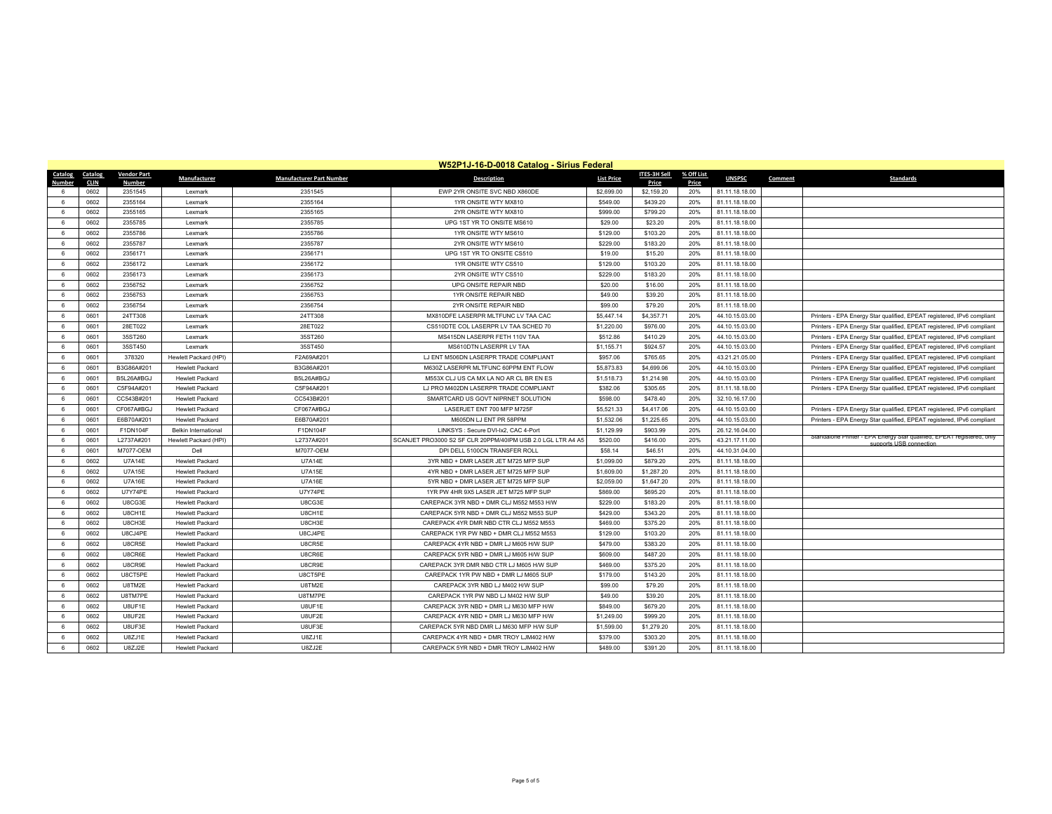# W52P1J-16-D-0018 Catalog - Sirius Federal

| Catalog Number | Catalog CLIN | Vendor Part Number | Manufacturer | Manufacturer Part Number | Description | List Price | ITES-3H Sell Price | % Off List Price | UNSPSC | Comment | Standards |
|---|---|---|---|---|---|---|---|---|---|---|---|
| 6 | 0602 | 2351545 | Lexmark | 2351545 | EWP 2YR ONSITE SVC NBD X860DE | $2,699.00 | $2,159.20 | 20% | 81.11.18.18.00 | | |
| 6 | 0602 | 2355164 | Lexmark | 2355164 | 1YR ONSITE WTY MX810 | $549.00 | $439.20 | 20% | 81.11.18.18.00 | | |
| 6 | 0602 | 2355165 | Lexmark | 2355165 | 2YR ONSITE WTY MX810 | $999.00 | $799.20 | 20% | 81.11.18.18.00 | | |
| 6 | 0602 | 2355785 | Lexmark | 2355785 | UPG 1ST YR TO ONSITE MS610 | $29.00 | $23.20 | 20% | 81.11.18.18.00 | | |
| 6 | 0602 | 2355786 | Lexmark | 2355786 | 1YR ONSITE WTY MS610 | $129.00 | $103.20 | 20% | 81.11.18.18.00 | | |
| 6 | 0602 | 2355787 | Lexmark | 2355787 | 2YR ONSITE WTY MS610 | $229.00 | $183.20 | 20% | 81.11.18.18.00 | | |
| 6 | 0602 | 2356171 | Lexmark | 2356171 | UPG 1ST YR TO ONSITE CS510 | $19.00 | $15.20 | 20% | 81.11.18.18.00 | | |
| 6 | 0602 | 2356172 | Lexmark | 2356172 | 1YR ONSITE WTY CS510 | $129.00 | $103.20 | 20% | 81.11.18.18.00 | | |
| 6 | 0602 | 2356173 | Lexmark | 2356173 | 2YR ONSITE WTY CS510 | $229.00 | $183.20 | 20% | 81.11.18.18.00 | | |
| 6 | 0602 | 2356752 | Lexmark | 2356752 | UPG ONSITE REPAIR NBD | $20.00 | $16.00 | 20% | 81.11.18.18.00 | | |
| 6 | 0602 | 2356753 | Lexmark | 2356753 | 1YR ONSITE REPAIR NBD | $49.00 | $39.20 | 20% | 81.11.18.18.00 | | |
| 6 | 0602 | 2356754 | Lexmark | 2356754 | 2YR ONSITE REPAIR NBD | $99.00 | $79.20 | 20% | 81.11.18.18.00 | | |
| 6 | 0601 | 24TT308 | Lexmark | 24TT308 | MX810DFE LASERPR MLTFUNC LV TAA CAC | $5,447.14 | $4,357.71 | 20% | 44.10.15.03.00 | | Printers - EPA Energy Star qualified, EPEAT registered, IPv6 compliant |
| 6 | 0601 | 28ET022 | Lexmark | 28ET022 | CS510DTE COL LASERPR LV TAA SCHED 70 | $1,220.00 | $976.00 | 20% | 44.10.15.03.00 | | Printers - EPA Energy Star qualified, EPEAT registered, IPv6 compliant |
| 6 | 0601 | 35ST260 | Lexmark | 35ST260 | MS415DN LASERPR FETH 110V TAA | $512.86 | $410.29 | 20% | 44.10.15.03.00 | | Printers - EPA Energy Star qualified, EPEAT registered, IPv6 compliant |
| 6 | 0601 | 35ST450 | Lexmark | 35ST450 | MS610DTN LASERPR LV TAA | $1,155.71 | $924.57 | 20% | 44.10.15.03.00 | | Printers - EPA Energy Star qualified, EPEAT registered, IPv6 compliant |
| 6 | 0601 | 378320 | Hewlett Packard (HPI) | F2A69A#201 | LJ ENT M506DN LASERPR TRADE COMPLIANT | $957.06 | $765.65 | 20% | 43.21.21.05.00 | | Printers - EPA Energy Star qualified, EPEAT registered, IPv6 compliant |
| 6 | 0601 | B3G86A#201 | Hewlett Packard | B3G86A#201 | M630Z LASERPR MLTFUNC 60PPM ENT FLOW | $5,873.83 | $4,699.06 | 20% | 44.10.15.03.00 | | Printers - EPA Energy Star qualified, EPEAT registered, IPv6 compliant |
| 6 | 0601 | B5L26A#BGJ | Hewlett Packard | B5L26A#BGJ | M553X CLJ US CA MX LA NO AR CL BR EN ES | $1,518.73 | $1,214.98 | 20% | 44.10.15.03.00 | | Printers - EPA Energy Star qualified, EPEAT registered, IPv6 compliant |
| 6 | 0601 | C5F94A#201 | Hewlett Packard | C5F94A#201 | LJ PRO M402DN LASERPR TRADE COMPLIANT | $382.06 | $305.65 | 20% | 81.11.18.18.00 | | Printers - EPA Energy Star qualified, EPEAT registered, IPv6 compliant |
| 6 | 0601 | CC543B#201 | Hewlett Packard | CC543B#201 | SMARTCARD US GOVT NIPRNET SOLUTION | $598.00 | $478.40 | 20% | 32.10.16.17.00 | | |
| 6 | 0601 | CF067A#BGJ | Hewlett Packard | CF067A#BGJ | LASERJET ENT 700 MFP M725F | $5,521.33 | $4,417.06 | 20% | 44.10.15.03.00 | | Printers - EPA Energy Star qualified, EPEAT registered, IPv6 compliant |
| 6 | 0601 | E6B70A#201 | Hewlett Packard | E6B70A#201 | M605DN LJ ENT PR 58PPM | $1,532.06 | $1,225.65 | 20% | 44.10.15.03.00 | | Printers - EPA Energy Star qualified, EPEAT registered, IPv6 compliant |
| 6 | 0601 | F1DN104F | Belkin International | F1DN104F | LINKSYS : Secure DVI-Ix2, CAC 4-Port | $1,129.99 | $903.99 | 20% | 26.12.16.04.00 | | |
| 6 | 0601 | L2737A#201 | Hewlett Packard (HPI) | L2737A#201 | SCANJET PRO3000 S2 SF CLR 20PPM/40IPM USB 2.0 LGL LTR A4 A5 | $520.00 | $416.00 | 20% | 43.21.17.11.00 | | Standalone Printer - EPA Energy Star qualified, EPEAT registered, only supports USB connection |
| 6 | 0601 | M7077-OEM | Dell | M7077-OEM | DPI DELL 5100CN TRANSFER ROLL | $58.14 | $46.51 | 20% | 44.10.31.04.00 | | |
| 6 | 0602 | U7A14E | Hewlett Packard | U7A14E | 3YR NBD + DMR LASER JET M725 MFP SUP | $1,099.00 | $879.20 | 20% | 81.11.18.18.00 | | |
| 6 | 0602 | U7A15E | Hewlett Packard | U7A15E | 4YR NBD + DMR LASER JET M725 MFP SUP | $1,609.00 | $1,287.20 | 20% | 81.11.18.18.00 | | |
| 6 | 0602 | U7A16E | Hewlett Packard | U7A16E | 5YR NBD + DMR LASER JET M725 MFP SUP | $2,059.00 | $1,647.20 | 20% | 81.11.18.18.00 | | |
| 6 | 0602 | U7Y74PE | Hewlett Packard | U7Y74PE | 1YR PW 4HR 9X5 LASER JET M725 MFP SUP | $869.00 | $695.20 | 20% | 81.11.18.18.00 | | |
| 6 | 0602 | U8CG3E | Hewlett Packard | U8CG3E | CAREPACK 3YR NBD + DMR CLJ M552 M553 H/W | $229.00 | $183.20 | 20% | 81.11.18.18.00 | | |
| 6 | 0602 | U8CH1E | Hewlett Packard | U8CH1E | CAREPACK 5YR NBD + DMR CLJ M552 M553 SUP | $429.00 | $343.20 | 20% | 81.11.18.18.00 | | |
| 6 | 0602 | U8CH3E | Hewlett Packard | U8CH3E | CAREPACK 4YR DMR NBD CTR CLJ M552 M553 | $469.00 | $375.20 | 20% | 81.11.18.18.00 | | |
| 6 | 0602 | U8CJ4PE | Hewlett Packard | U8CJ4PE | CAREPACK 1YR PW NBD + DMR CLJ M552 M553 | $129.00 | $103.20 | 20% | 81.11.18.18.00 | | |
| 6 | 0602 | U8CR5E | Hewlett Packard | U8CR5E | CAREPACK 4YR NBD + DMR LJ M605 H/W SUP | $479.00 | $383.20 | 20% | 81.11.18.18.00 | | |
| 6 | 0602 | U8CR6E | Hewlett Packard | U8CR6E | CAREPACK 5YR NBD + DMR LJ M605 H/W SUP | $609.00 | $487.20 | 20% | 81.11.18.18.00 | | |
| 6 | 0602 | U8CR9E | Hewlett Packard | U8CR9E | CAREPACK 3YR DMR NBD CTR LJ M605 H/W SUP | $469.00 | $375.20 | 20% | 81.11.18.18.00 | | |
| 6 | 0602 | U8CT5PE | Hewlett Packard | U8CT5PE | CAREPACK 1YR PW NBD + DMR LJ M605 SUP | $179.00 | $143.20 | 20% | 81.11.18.18.00 | | |
| 6 | 0602 | U8TM2E | Hewlett Packard | U8TM2E | CAREPACK 3YR NBD LJ M402 H/W SUP | $99.00 | $79.20 | 20% | 81.11.18.18.00 | | |
| 6 | 0602 | U8TM7PE | Hewlett Packard | U8TM7PE | CAREPACK 1YR PW NBD LJ M402 H/W SUP | $49.00 | $39.20 | 20% | 81.11.18.18.00 | | |
| 6 | 0602 | U8UF1E | Hewlett Packard | U8UF1E | CAREPACK 3YR NBD + DMR LJ M630 MFP H/W | $849.00 | $679.20 | 20% | 81.11.18.18.00 | | |
| 6 | 0602 | U8UF2E | Hewlett Packard | U8UF2E | CAREPACK 4YR NBD + DMR LJ M630 MFP H/W | $1,249.00 | $999.20 | 20% | 81.11.18.18.00 | | |
| 6 | 0602 | U8UF3E | Hewlett Packard | U8UF3E | CAREPACK 5YR NBD DMR LJ M630 MFP H/W SUP | $1,599.00 | $1,279.20 | 20% | 81.11.18.18.00 | | |
| 6 | 0602 | U8ZJ1E | Hewlett Packard | U8ZJ1E | CAREPACK 4YR NBD + DMR TROY LJM402 H/W | $379.00 | $303.20 | 20% | 81.11.18.18.00 | | |
| 6 | 0602 | U8ZJ2E | Hewlett Packard | U8ZJ2E | CAREPACK 5YR NBD + DMR TROY LJM402 H/W | $489.00 | $391.20 | 20% | 81.11.18.18.00 | | |